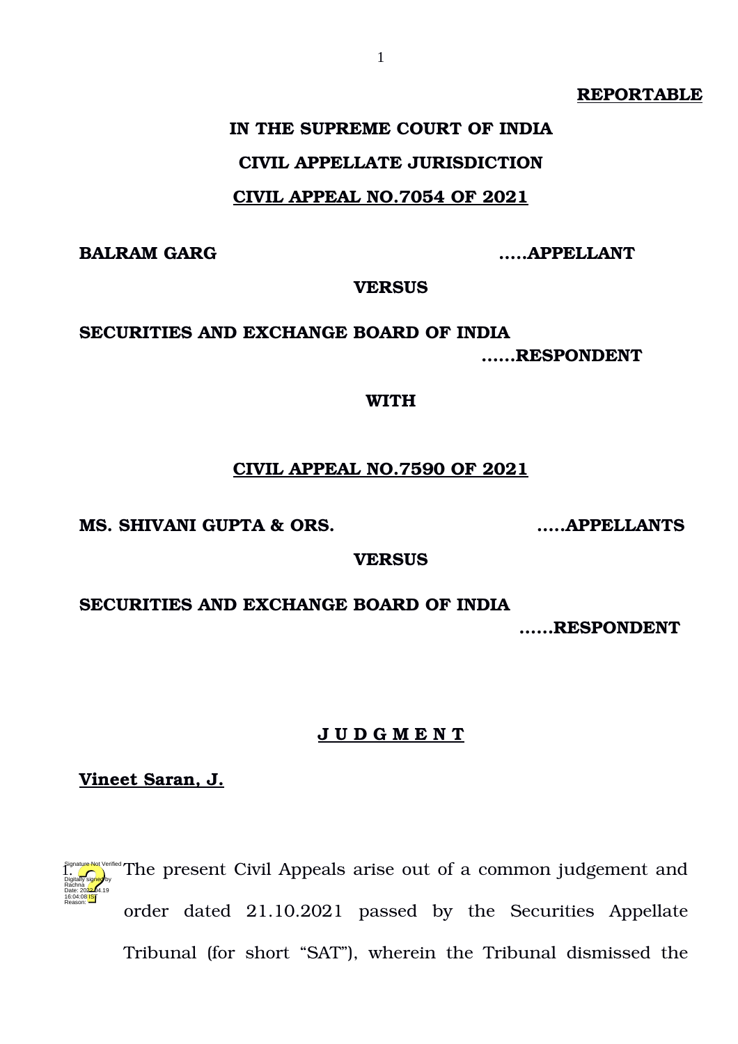**REPORTABLE**

**IN THE SUPREME COURT OF INDIA**

**CIVIL APPELLATE JURISDICTION**

**CIVIL APPEAL NO.7054 OF 2021**

**BALRAM GARG** .....**APPELLANT**

**VERSUS**

**SECURITIES AND EXCHANGE BOARD OF INDIA** ......**RESPONDENT**

**WITH**

**CIVIL APPEAL NO.7590 OF 2021**

**MS. SHIVANI GUPTA & ORS.** .....**APPELLANTS**

**VERSUS**

**SECURITIES AND EXCHANGE BOARD OF INDIA** ......**RESPONDENT**

**J U D G M E N T**

**Vineet Saran, J.**

1. The present Civil Appeals arise out of a common judgement and order dated 21.10.2021 passed by the Securities Appellate Tribunal (for short "SAT"), wherein the Tribunal dismissed the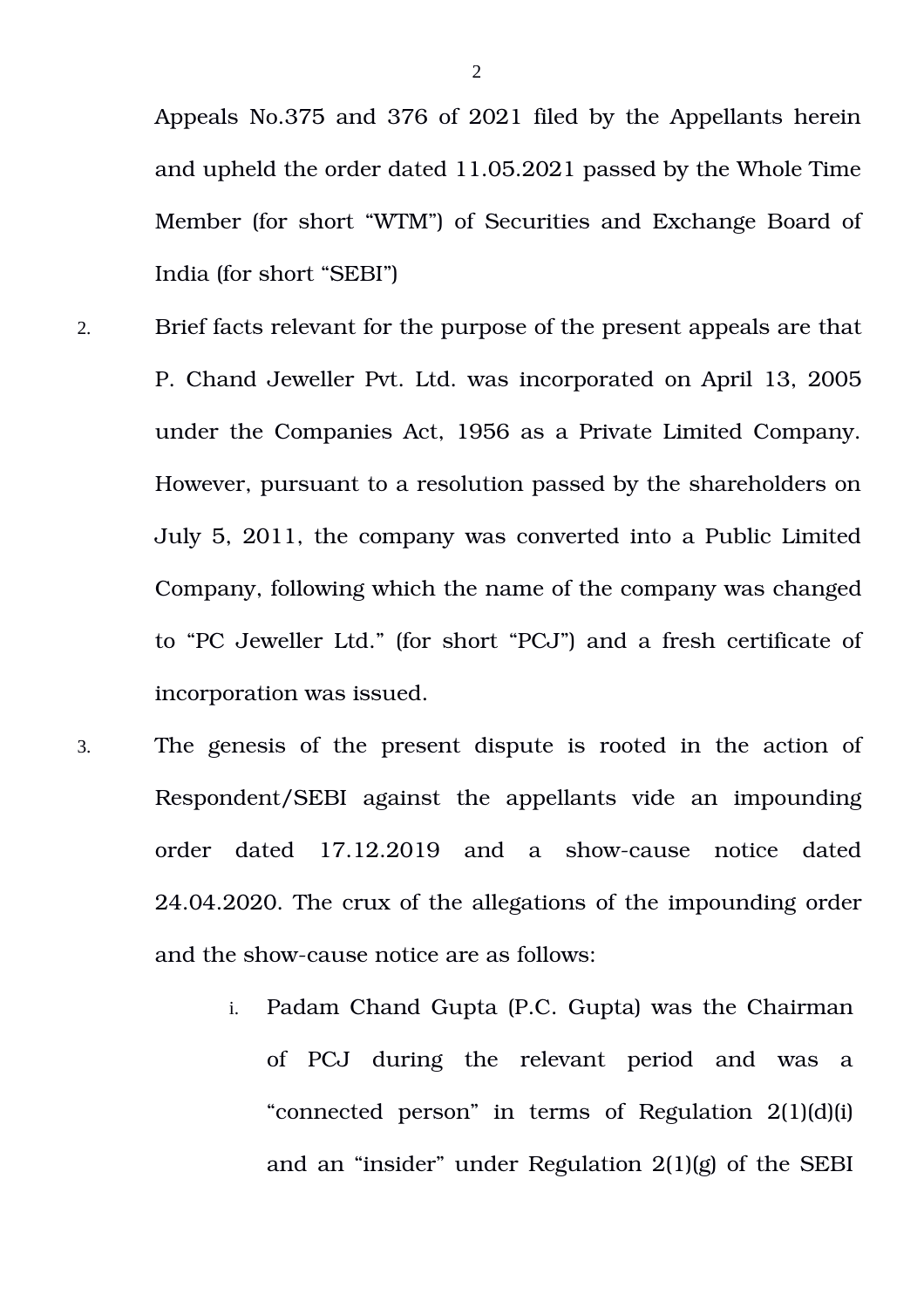Appeals No.375 and 376 of 2021 filed by the Appellants herein and upheld the order dated 11.05.2021 passed by the Whole Time Member (for short "WTM") of Securities and Exchange Board of India (for short "SEBI")

2. Brief facts relevant for the purpose of the present appeals are that P. Chand Jeweller Pvt. Ltd. was incorporated on April 13, 2005 under the Companies Act, 1956 as a Private Limited Company. However, pursuant to a resolution passed by the shareholders on July 5, 2011, the company was converted into a Public Limited Company, following which the name of the company was changed to "PC Jeweller Ltd." (for short "PCJ") and a fresh certificate of incorporation was issued.

3. The genesis of the present dispute is rooted in the action of Respondent/SEBI against the appellants vide an impounding order dated 17.12.2019 and a show-cause notice dated 24.04.2020. The crux of the allegations of the impounding order and the show-cause notice are as follows:

   i. Padam Chand Gupta (P.C. Gupta) was the Chairman of PCJ during the relevant period and was a "connected person" in terms of Regulation 2(1)(d)(i) and an "insider" under Regulation 2(1)(g) of the SEBI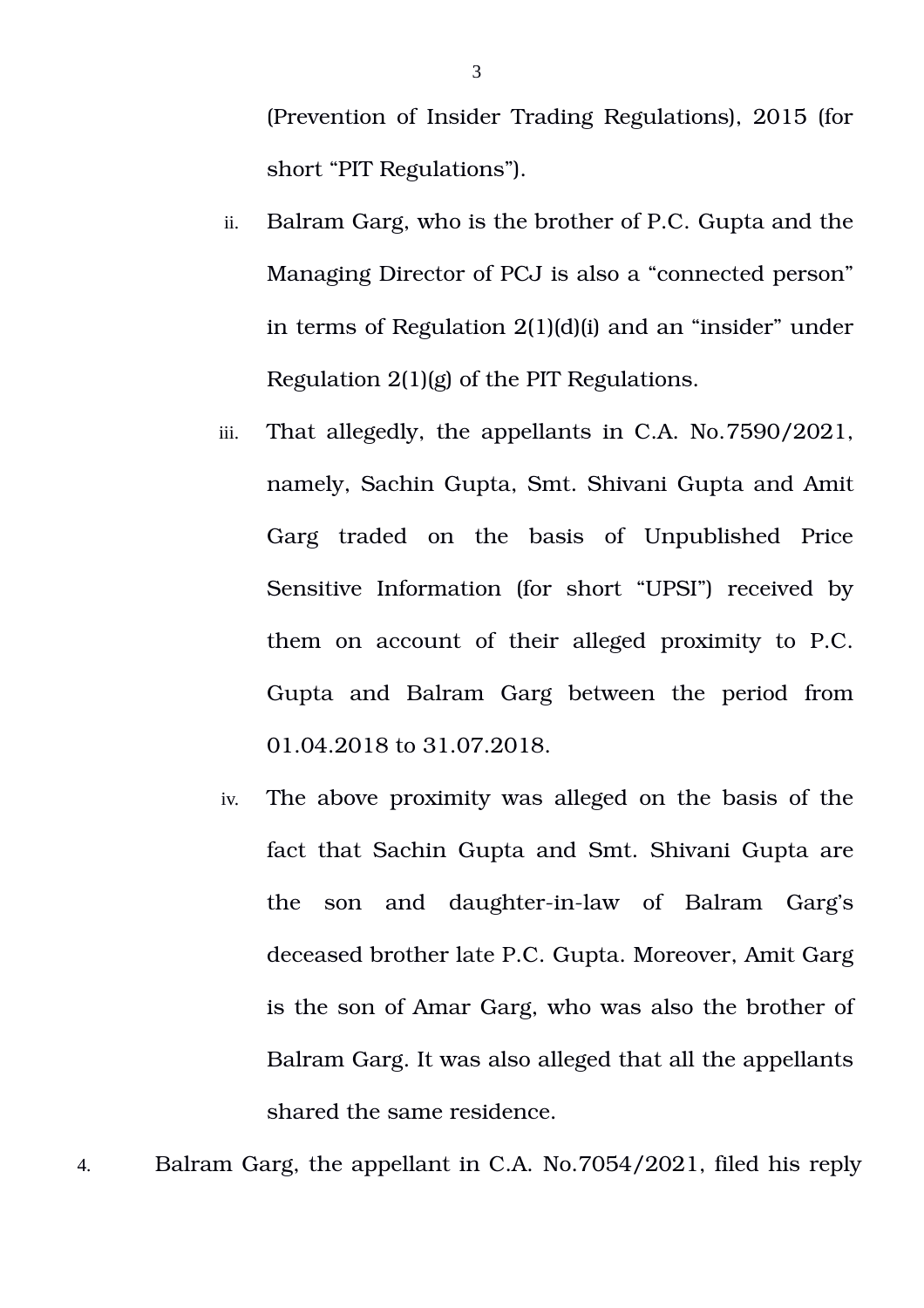(Prevention of Insider Trading Regulations), 2015 (for short "PIT Regulations").

ii. Balram Garg, who is the brother of P.C. Gupta and the Managing Director of PCJ is also a "connected person" in terms of Regulation 2(1)(d)(i) and an "insider" under Regulation 2(1)(g) of the PIT Regulations.

iii. That allegedly, the appellants in C.A. No.7590/2021, namely, Sachin Gupta, Smt. Shivani Gupta and Amit Garg traded on the basis of Unpublished Price Sensitive Information (for short "UPSI") received by them on account of their alleged proximity to P.C. Gupta and Balram Garg between the period from 01.04.2018 to 31.07.2018.

iv. The above proximity was alleged on the basis of the fact that Sachin Gupta and Smt. Shivani Gupta are the son and daughter-in-law of Balram Garg's deceased brother late P.C. Gupta. Moreover, Amit Garg is the son of Amar Garg, who was also the brother of Balram Garg. It was also alleged that all the appellants shared the same residence.

4. Balram Garg, the appellant in C.A. No.7054/2021, filed his reply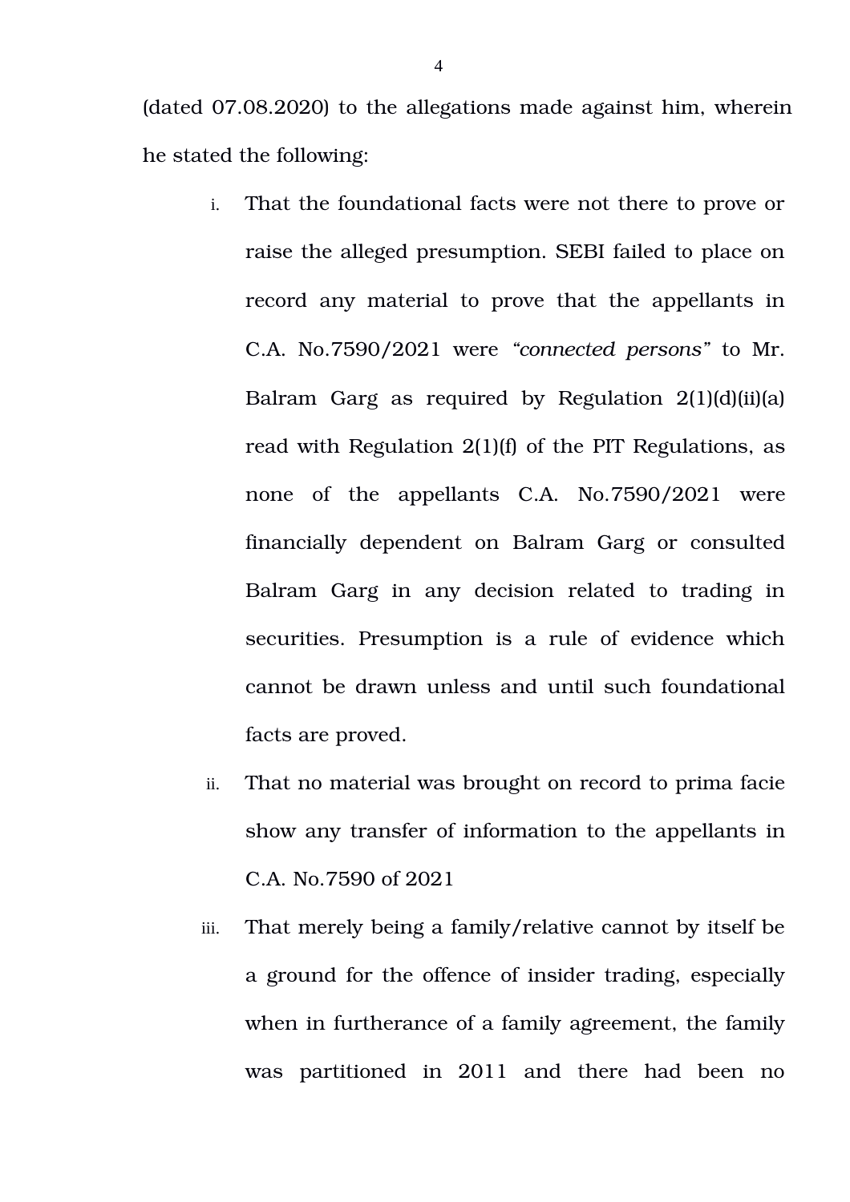(dated 07.08.2020) to the allegations made against him, wherein he stated the following:

i. That the foundational facts were not there to prove or raise the alleged presumption. SEBI failed to place on record any material to prove that the appellants in C.A. No.7590/2021 were *"connected persons"* to Mr. Balram Garg as required by Regulation 2(1)(d)(ii)(a) read with Regulation 2(1)(f) of the PIT Regulations, as none of the appellants C.A. No.7590/2021 were financially dependent on Balram Garg or consulted Balram Garg in any decision related to trading in securities. Presumption is a rule of evidence which cannot be drawn unless and until such foundational facts are proved.

ii. That no material was brought on record to prima facie show any transfer of information to the appellants in C.A. No.7590 of 2021

iii. That merely being a family/relative cannot by itself be a ground for the offence of insider trading, especially when in furtherance of a family agreement, the family was partitioned in 2011 and there had been no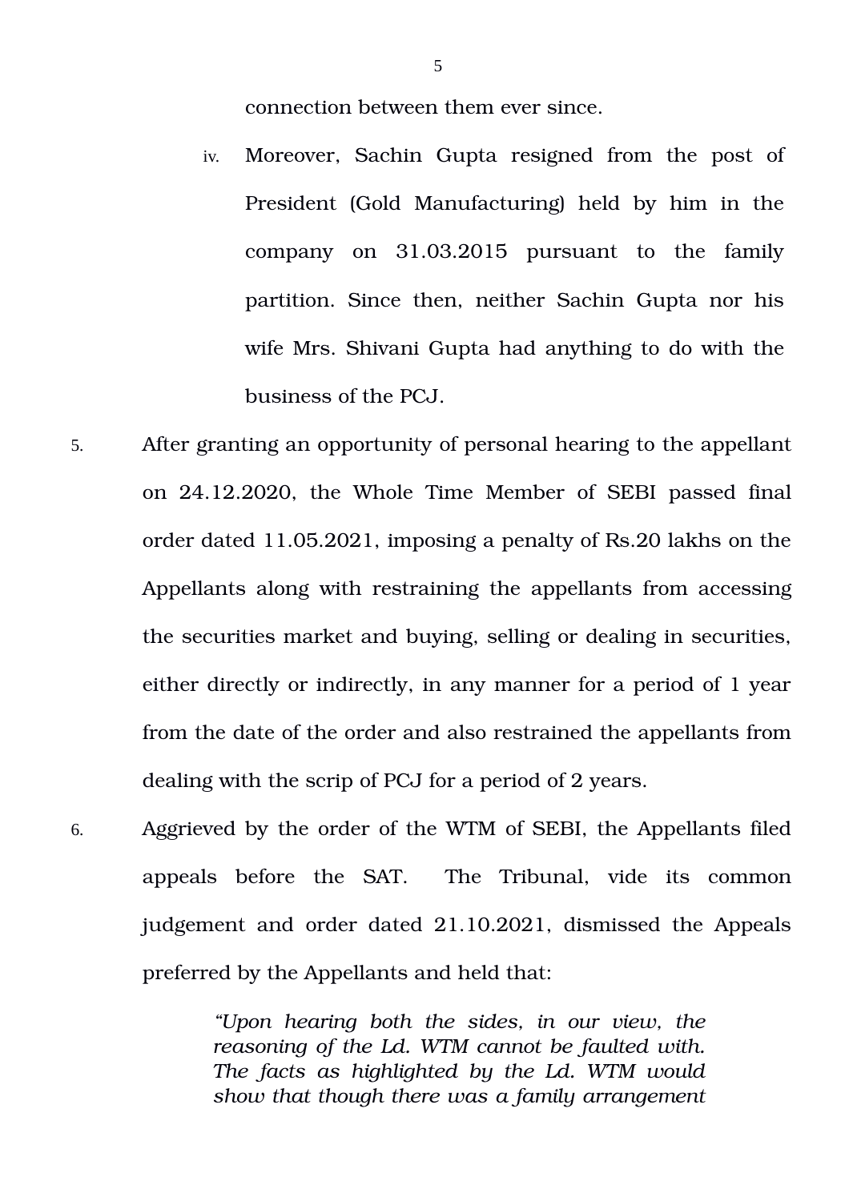connection between them ever since.

iv. Moreover, Sachin Gupta resigned from the post of President (Gold Manufacturing) held by him in the company on 31.03.2015 pursuant to the family partition. Since then, neither Sachin Gupta nor his wife Mrs. Shivani Gupta had anything to do with the business of the PCJ.

5. After granting an opportunity of personal hearing to the appellant on 24.12.2020, the Whole Time Member of SEBI passed final order dated 11.05.2021, imposing a penalty of Rs.20 lakhs on the Appellants along with restraining the appellants from accessing the securities market and buying, selling or dealing in securities, either directly or indirectly, in any manner for a period of 1 year from the date of the order and also restrained the appellants from dealing with the scrip of PCJ for a period of 2 years.

6. Aggrieved by the order of the WTM of SEBI, the Appellants filed appeals before the SAT. The Tribunal, vide its common judgement and order dated 21.10.2021, dismissed the Appeals preferred by the Appellants and held that:

> *"Upon hearing both the sides, in our view, the reasoning of the Ld. WTM cannot be faulted with. The facts as highlighted by the Ld. WTM would show that though there was a family arrangement*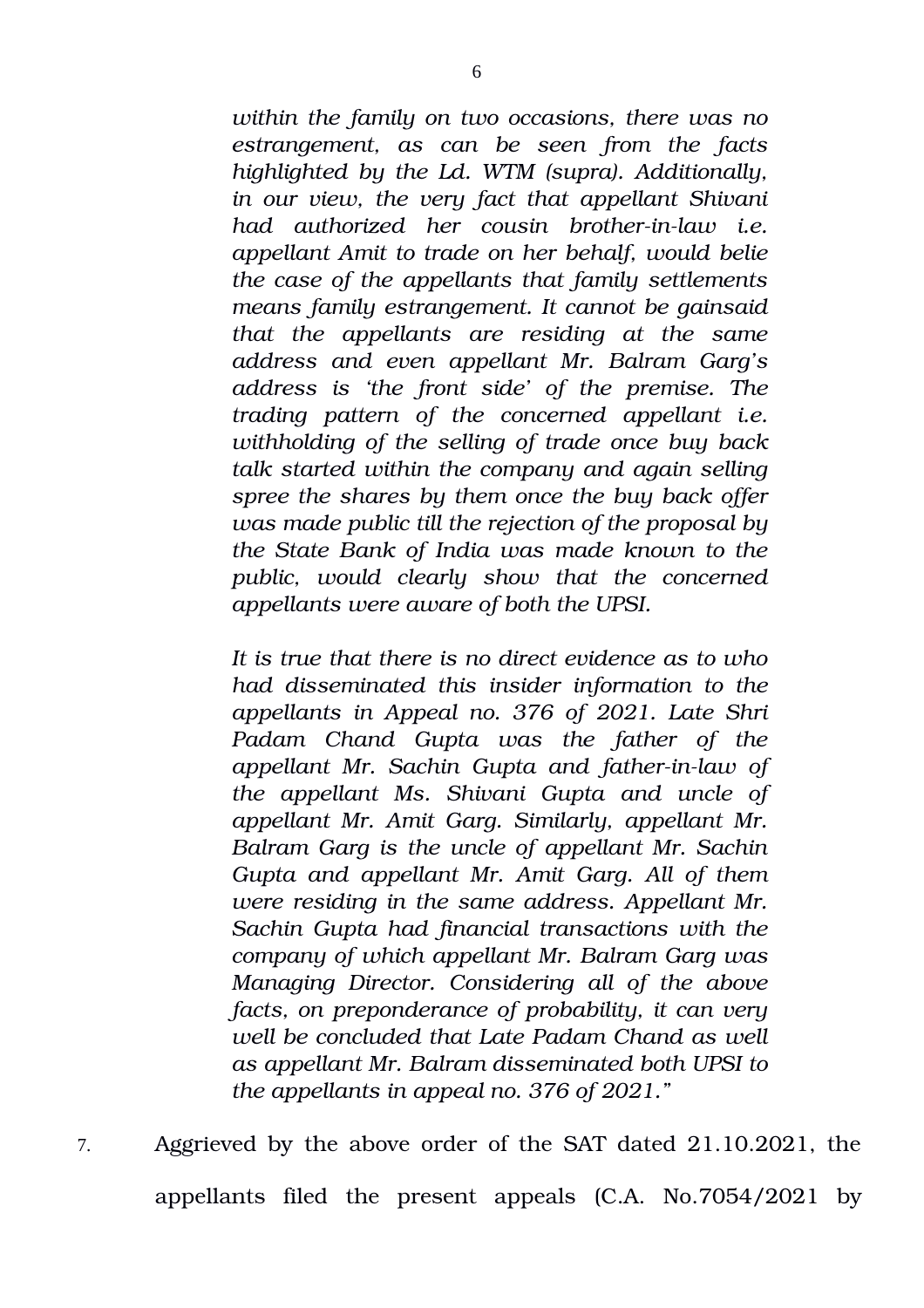*within the family on two occasions, there was no estrangement, as can be seen from the facts highlighted by the Ld. WTM (supra). Additionally, in our view, the very fact that appellant Shivani had authorized her cousin brother-in-law i.e. appellant Amit to trade on her behalf, would belie the case of the appellants that family settlements means family estrangement. It cannot be gainsaid that the appellants are residing at the same address and even appellant Mr. Balram Garg's address is 'the front side' of the premise. The trading pattern of the concerned appellant i.e. withholding of the selling of trade once buy back talk started within the company and again selling spree the shares by them once the buy back offer was made public till the rejection of the proposal by the State Bank of India was made known to the public, would clearly show that the concerned appellants were aware of both the UPSI.*

*It is true that there is no direct evidence as to who had disseminated this insider information to the appellants in Appeal no. 376 of 2021. Late Shri Padam Chand Gupta was the father of the appellant Mr. Sachin Gupta and father-in-law of the appellant Ms. Shivani Gupta and uncle of appellant Mr. Amit Garg. Similarly, appellant Mr. Balram Garg is the uncle of appellant Mr. Sachin Gupta and appellant Mr. Amit Garg. All of them were residing in the same address. Appellant Mr. Sachin Gupta had financial transactions with the company of which appellant Mr. Balram Garg was Managing Director. Considering all of the above facts, on preponderance of probability, it can very well be concluded that Late Padam Chand as well as appellant Mr. Balram disseminated both UPSI to the appellants in appeal no. 376 of 2021."*

7. Aggrieved by the above order of the SAT dated 21.10.2021, the appellants filed the present appeals (C.A. No.7054/2021 by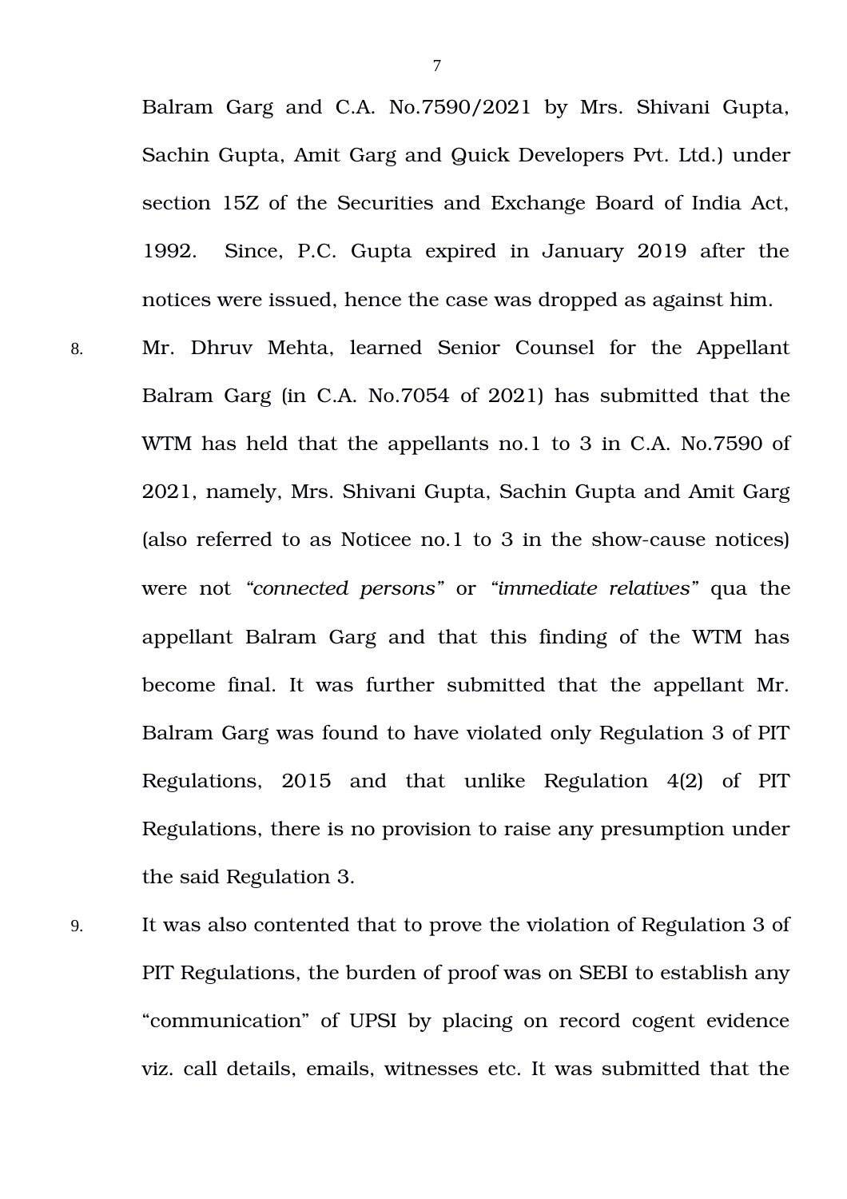Balram Garg and C.A. No.7590/2021 by Mrs. Shivani Gupta, Sachin Gupta, Amit Garg and Quick Developers Pvt. Ltd.) under section 15Z of the Securities and Exchange Board of India Act, 1992. Since, P.C. Gupta expired in January 2019 after the notices were issued, hence the case was dropped as against him.

8. Mr. Dhruv Mehta, learned Senior Counsel for the Appellant Balram Garg (in C.A. No.7054 of 2021) has submitted that the WTM has held that the appellants no.1 to 3 in C.A. No.7590 of 2021, namely, Mrs. Shivani Gupta, Sachin Gupta and Amit Garg (also referred to as Noticee no.1 to 3 in the show-cause notices) were not *"connected persons"* or *"immediate relatives"* qua the appellant Balram Garg and that this finding of the WTM has become final. It was further submitted that the appellant Mr. Balram Garg was found to have violated only Regulation 3 of PIT Regulations, 2015 and that unlike Regulation 4(2) of PIT Regulations, there is no provision to raise any presumption under the said Regulation 3.

9. It was also contented that to prove the violation of Regulation 3 of PIT Regulations, the burden of proof was on SEBI to establish any "communication" of UPSI by placing on record cogent evidence viz. call details, emails, witnesses etc. It was submitted that the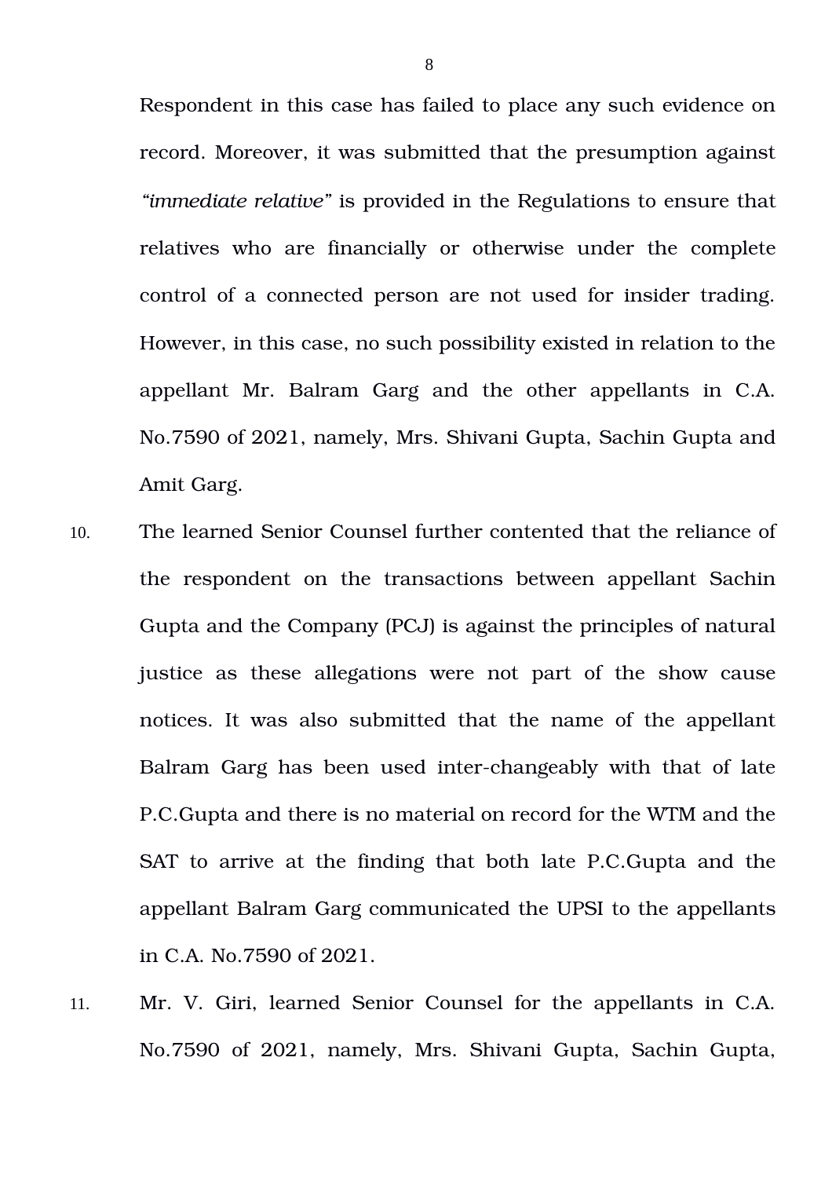Respondent in this case has failed to place any such evidence on record. Moreover, it was submitted that the presumption against *"immediate relative"* is provided in the Regulations to ensure that relatives who are financially or otherwise under the complete control of a connected person are not used for insider trading. However, in this case, no such possibility existed in relation to the appellant Mr. Balram Garg and the other appellants in C.A. No.7590 of 2021, namely, Mrs. Shivani Gupta, Sachin Gupta and Amit Garg.

10. The learned Senior Counsel further contented that the reliance of the respondent on the transactions between appellant Sachin Gupta and the Company (PCJ) is against the principles of natural justice as these allegations were not part of the show cause notices. It was also submitted that the name of the appellant Balram Garg has been used inter-changeably with that of late P.C.Gupta and there is no material on record for the WTM and the SAT to arrive at the finding that both late P.C.Gupta and the appellant Balram Garg communicated the UPSI to the appellants in C.A. No.7590 of 2021.

11. Mr. V. Giri, learned Senior Counsel for the appellants in C.A. No.7590 of 2021, namely, Mrs. Shivani Gupta, Sachin Gupta,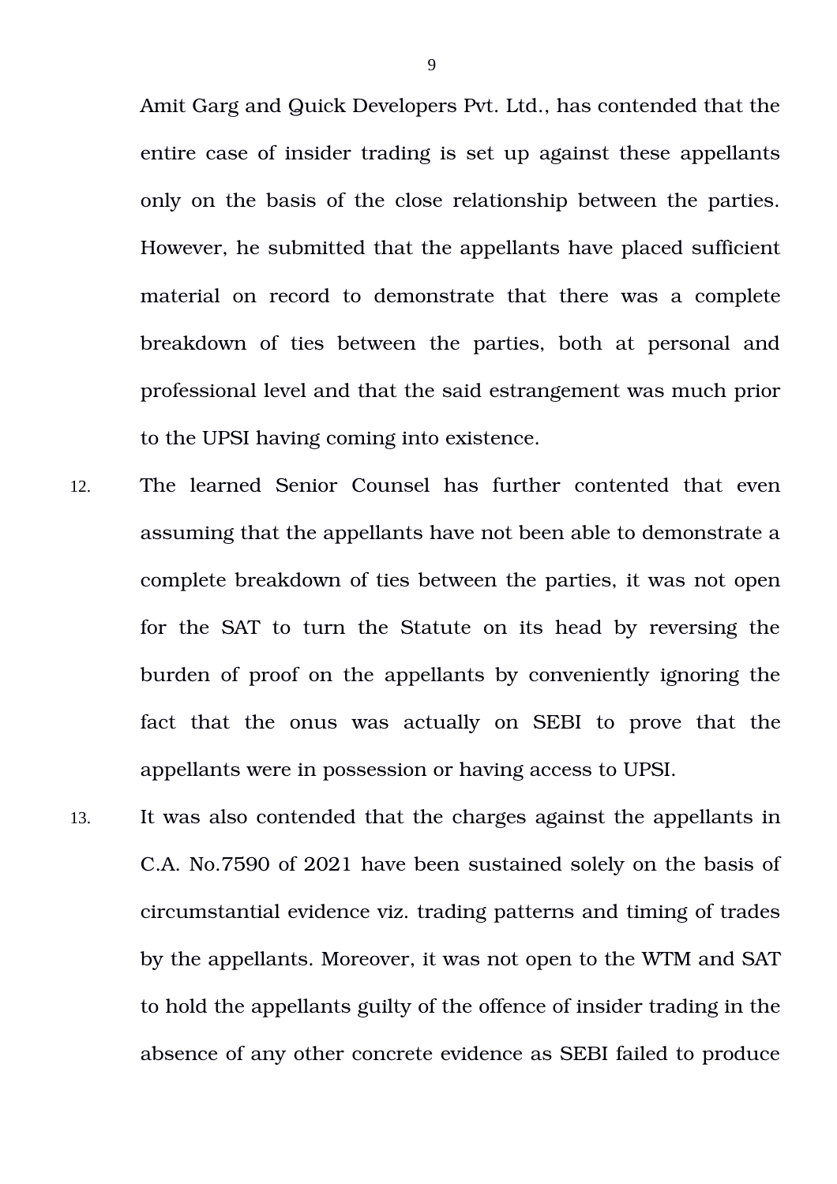Amit Garg and Quick Developers Pvt. Ltd., has contended that the entire case of insider trading is set up against these appellants only on the basis of the close relationship between the parties. However, he submitted that the appellants have placed sufficient material on record to demonstrate that there was a complete breakdown of ties between the parties, both at personal and professional level and that the said estrangement was much prior to the UPSI having coming into existence.

12. The learned Senior Counsel has further contented that even assuming that the appellants have not been able to demonstrate a complete breakdown of ties between the parties, it was not open for the SAT to turn the Statute on its head by reversing the burden of proof on the appellants by conveniently ignoring the fact that the onus was actually on SEBI to prove that the appellants were in possession or having access to UPSI.

13. It was also contended that the charges against the appellants in C.A. No.7590 of 2021 have been sustained solely on the basis of circumstantial evidence viz. trading patterns and timing of trades by the appellants. Moreover, it was not open to the WTM and SAT to hold the appellants guilty of the offence of insider trading in the absence of any other concrete evidence as SEBI failed to produce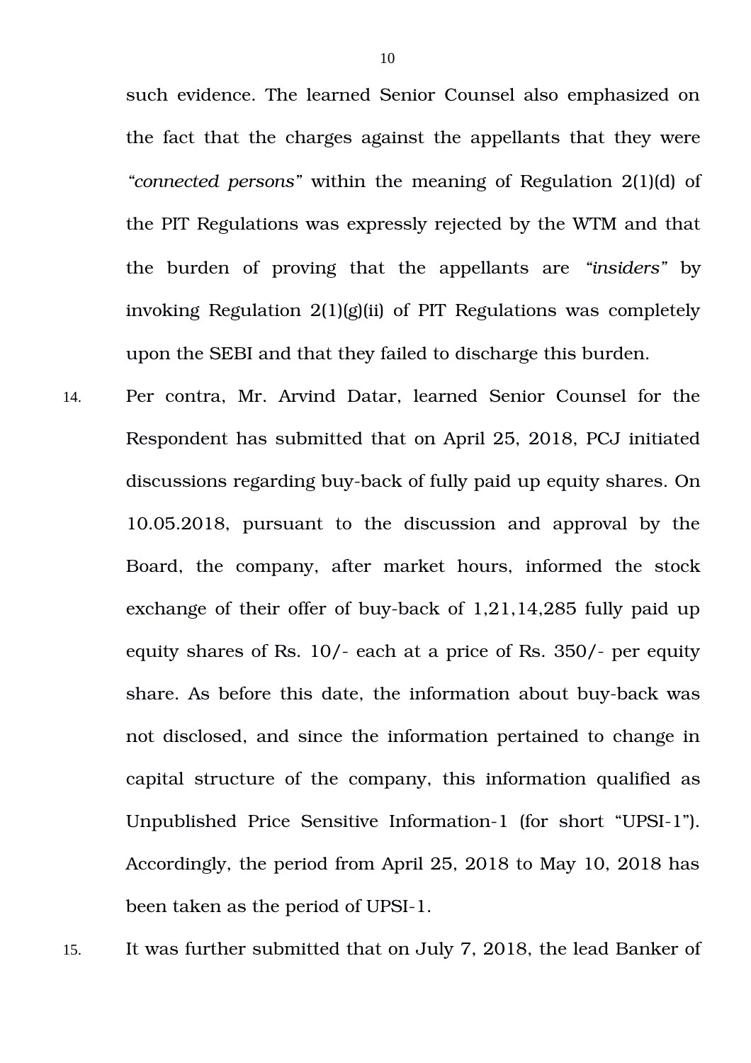such evidence. The learned Senior Counsel also emphasized on the fact that the charges against the appellants that they were *"connected persons"* within the meaning of Regulation 2(1)(d) of the PIT Regulations was expressly rejected by the WTM and that the burden of proving that the appellants are *"insiders"* by invoking Regulation 2(1)(g)(ii) of PIT Regulations was completely upon the SEBI and that they failed to discharge this burden.

14. Per contra, Mr. Arvind Datar, learned Senior Counsel for the Respondent has submitted that on April 25, 2018, PCJ initiated discussions regarding buy-back of fully paid up equity shares. On 10.05.2018, pursuant to the discussion and approval by the Board, the company, after market hours, informed the stock exchange of their offer of buy-back of 1,21,14,285 fully paid up equity shares of Rs. 10/- each at a price of Rs. 350/- per equity share. As before this date, the information about buy-back was not disclosed, and since the information pertained to change in capital structure of the company, this information qualified as Unpublished Price Sensitive Information-1 (for short "UPSI-1"). Accordingly, the period from April 25, 2018 to May 10, 2018 has been taken as the period of UPSI-1.

15. It was further submitted that on July 7, 2018, the lead Banker of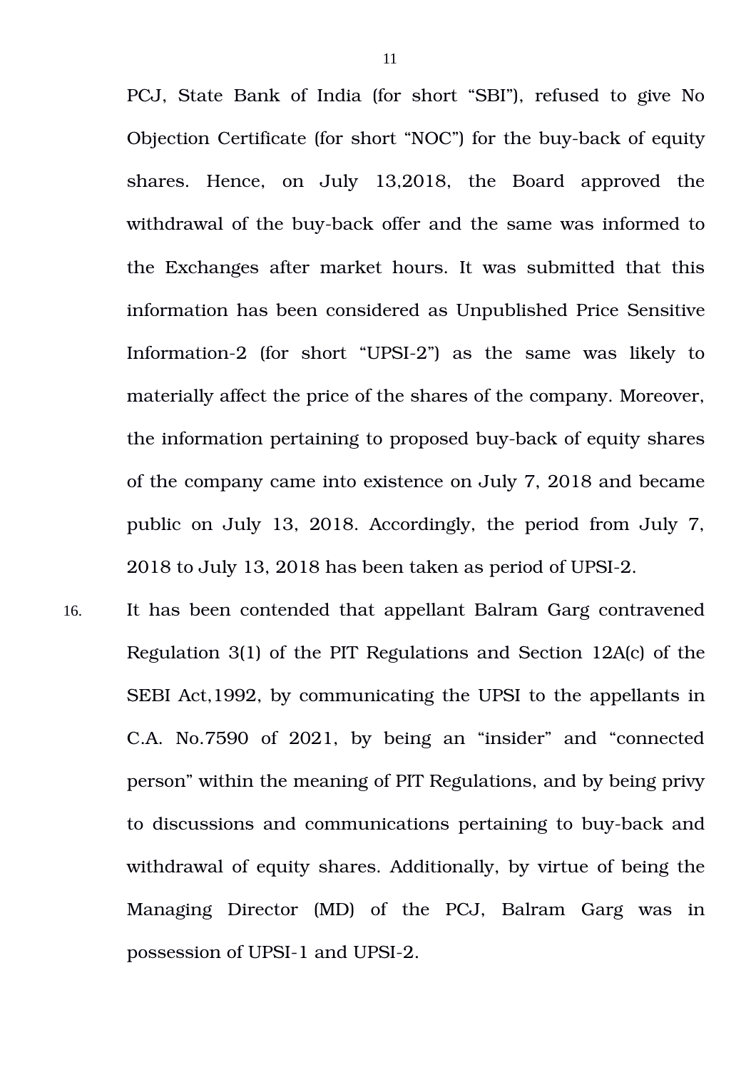PCJ, State Bank of India (for short "SBI"), refused to give No Objection Certificate (for short "NOC") for the buy-back of equity shares. Hence, on July 13,2018, the Board approved the withdrawal of the buy-back offer and the same was informed to the Exchanges after market hours. It was submitted that this information has been considered as Unpublished Price Sensitive Information-2 (for short "UPSI-2") as the same was likely to materially affect the price of the shares of the company. Moreover, the information pertaining to proposed buy-back of equity shares of the company came into existence on July 7, 2018 and became public on July 13, 2018. Accordingly, the period from July 7, 2018 to July 13, 2018 has been taken as period of UPSI-2.

16. It has been contended that appellant Balram Garg contravened Regulation 3(1) of the PIT Regulations and Section 12A(c) of the SEBI Act,1992, by communicating the UPSI to the appellants in C.A. No.7590 of 2021, by being an "insider" and "connected person" within the meaning of PIT Regulations, and by being privy to discussions and communications pertaining to buy-back and withdrawal of equity shares. Additionally, by virtue of being the Managing Director (MD) of the PCJ, Balram Garg was in possession of UPSI-1 and UPSI-2.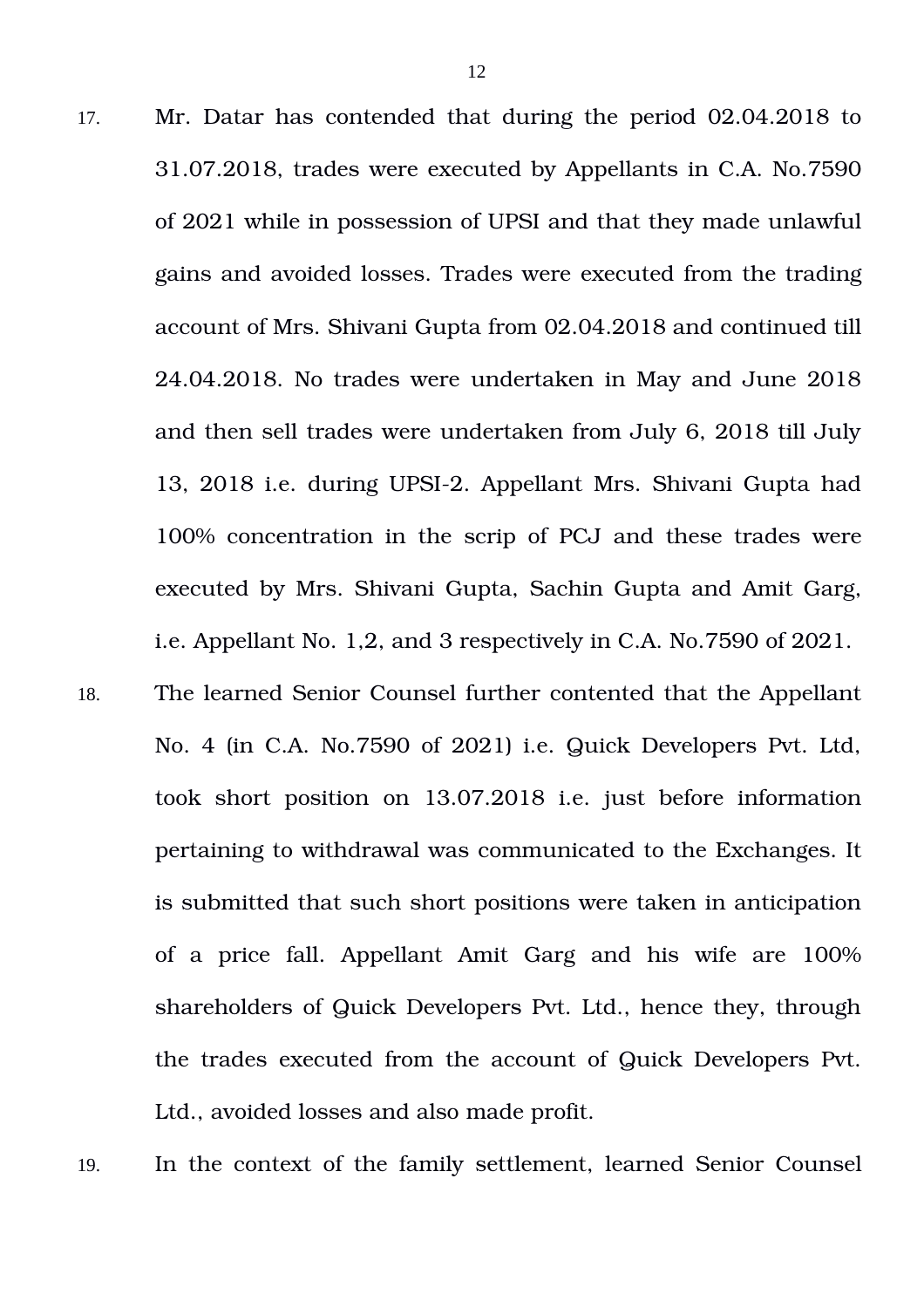17. Mr. Datar has contended that during the period 02.04.2018 to 31.07.2018, trades were executed by Appellants in C.A. No.7590 of 2021 while in possession of UPSI and that they made unlawful gains and avoided losses. Trades were executed from the trading account of Mrs. Shivani Gupta from 02.04.2018 and continued till 24.04.2018. No trades were undertaken in May and June 2018 and then sell trades were undertaken from July 6, 2018 till July 13, 2018 i.e. during UPSI-2. Appellant Mrs. Shivani Gupta had 100% concentration in the scrip of PCJ and these trades were executed by Mrs. Shivani Gupta, Sachin Gupta and Amit Garg, i.e. Appellant No. 1,2, and 3 respectively in C.A. No.7590 of 2021.

18. The learned Senior Counsel further contented that the Appellant No. 4 (in C.A. No.7590 of 2021) i.e. Quick Developers Pvt. Ltd, took short position on 13.07.2018 i.e. just before information pertaining to withdrawal was communicated to the Exchanges. It is submitted that such short positions were taken in anticipation of a price fall. Appellant Amit Garg and his wife are 100% shareholders of Quick Developers Pvt. Ltd., hence they, through the trades executed from the account of Quick Developers Pvt. Ltd., avoided losses and also made profit.

19. In the context of the family settlement, learned Senior Counsel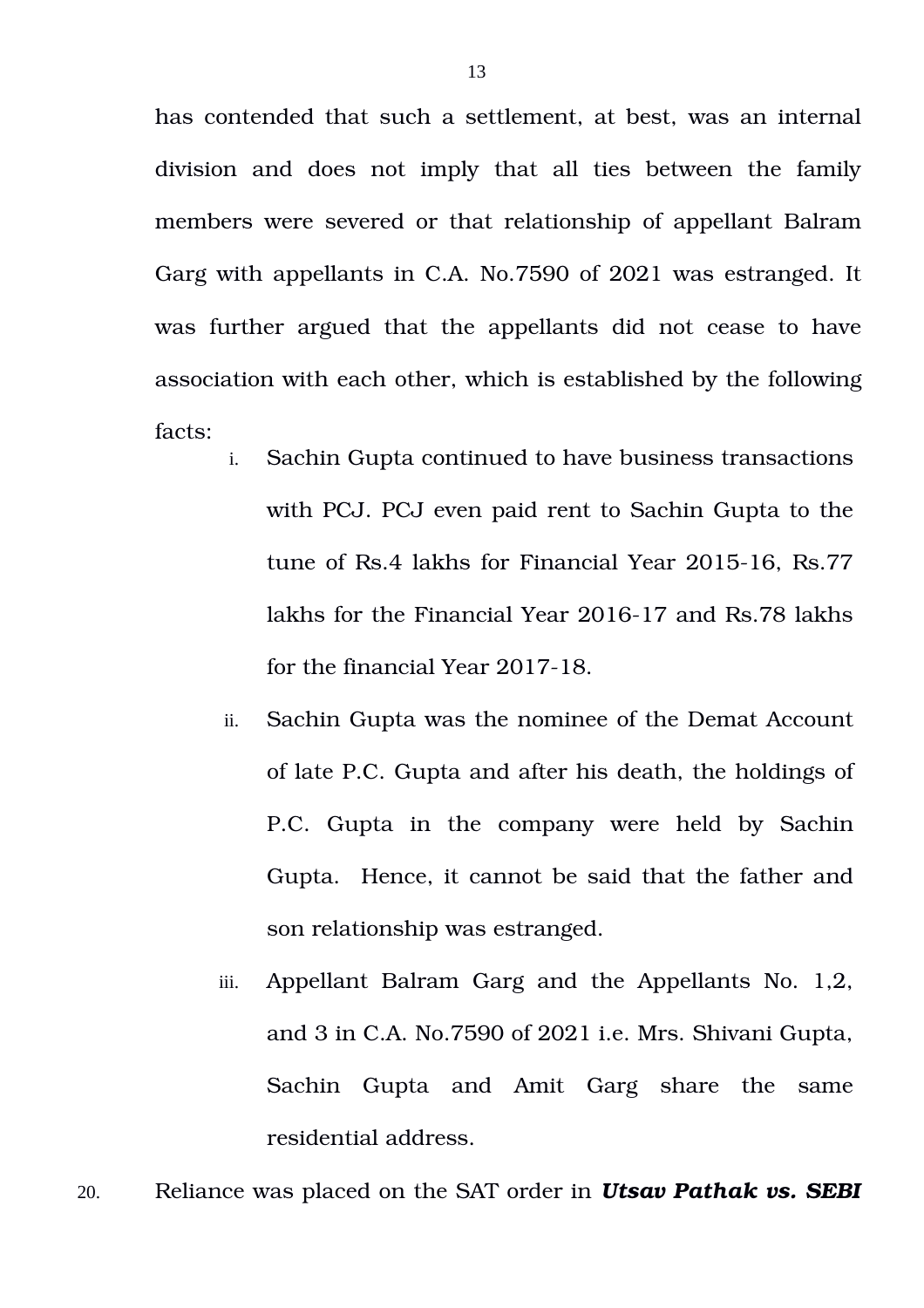has contended that such a settlement, at best, was an internal division and does not imply that all ties between the family members were severed or that relationship of appellant Balram Garg with appellants in C.A. No.7590 of 2021 was estranged. It was further argued that the appellants did not cease to have association with each other, which is established by the following facts:

i. Sachin Gupta continued to have business transactions with PCJ. PCJ even paid rent to Sachin Gupta to the tune of Rs.4 lakhs for Financial Year 2015-16, Rs.77 lakhs for the Financial Year 2016-17 and Rs.78 lakhs for the financial Year 2017-18.

ii. Sachin Gupta was the nominee of the Demat Account of late P.C. Gupta and after his death, the holdings of P.C. Gupta in the company were held by Sachin Gupta. Hence, it cannot be said that the father and son relationship was estranged.

iii. Appellant Balram Garg and the Appellants No. 1,2, and 3 in C.A. No.7590 of 2021 i.e. Mrs. Shivani Gupta, Sachin Gupta and Amit Garg share the same residential address.

20. Reliance was placed on the SAT order in ***Utsav Pathak vs. SEBI***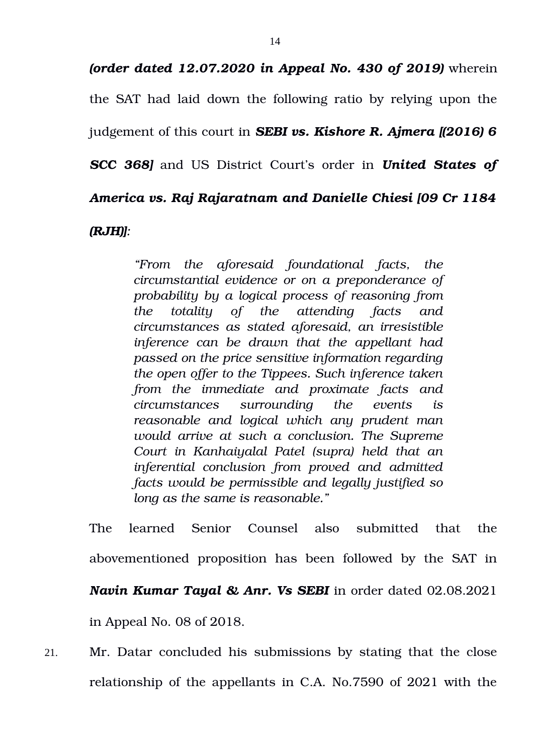***(order dated 12.07.2020 in Appeal No. 430 of 2019)*** wherein the SAT had laid down the following ratio by relying upon the judgement of this court in ***SEBI vs. Kishore R. Ajmera [(2016) 6 SCC 368]*** and US District Court's order in ***United States of America vs. Raj Rajaratnam and Danielle Chiesi [09 Cr 1184 (RJH)]:***

> *"From the aforesaid foundational facts, the circumstantial evidence or on a preponderance of probability by a logical process of reasoning from the totality of the attending facts and circumstances as stated aforesaid, an irresistible inference can be drawn that the appellant had passed on the price sensitive information regarding the open offer to the Tippees. Such inference taken from the immediate and proximate facts and circumstances surrounding the events is reasonable and logical which any prudent man would arrive at such a conclusion. The Supreme Court in Kanhaiyalal Patel (supra) held that an inferential conclusion from proved and admitted facts would be permissible and legally justified so long as the same is reasonable."*

The learned Senior Counsel also submitted that the abovementioned proposition has been followed by the SAT in ***Navin Kumar Tayal & Anr. Vs SEBI*** in order dated 02.08.2021 in Appeal No. 08 of 2018.

21. Mr. Datar concluded his submissions by stating that the close relationship of the appellants in C.A. No.7590 of 2021 with the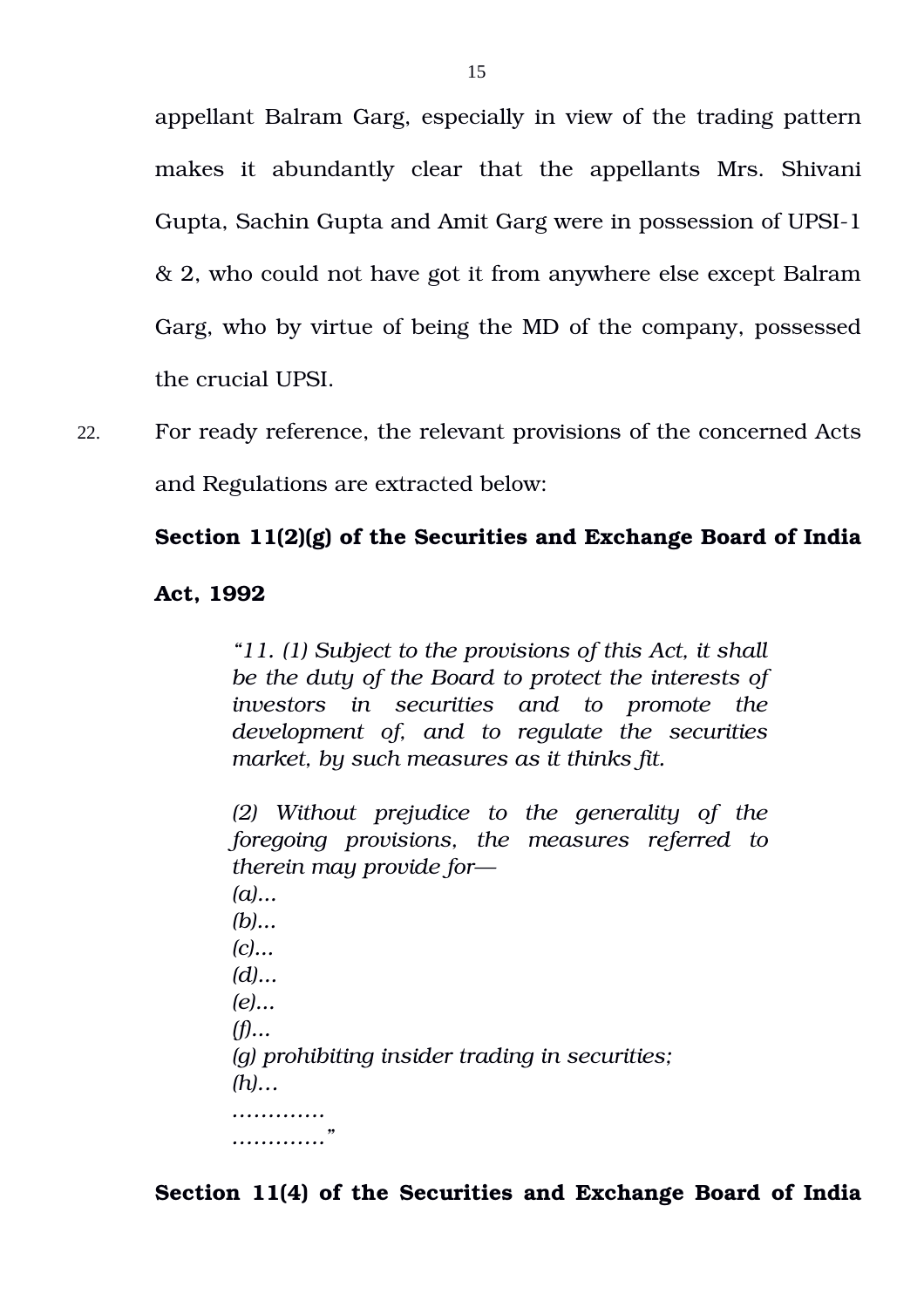appellant Balram Garg, especially in view of the trading pattern makes it abundantly clear that the appellants Mrs. Shivani Gupta, Sachin Gupta and Amit Garg were in possession of UPSI-1 & 2, who could not have got it from anywhere else except Balram Garg, who by virtue of being the MD of the company, possessed the crucial UPSI.

22. For ready reference, the relevant provisions of the concerned Acts and Regulations are extracted below:

**Section 11(2)(g) of the Securities and Exchange Board of India Act, 1992**

> *"11. (1) Subject to the provisions of this Act, it shall be the duty of the Board to protect the interests of investors in securities and to promote the development of, and to regulate the securities market, by such measures as it thinks fit.*
>
> *(2) Without prejudice to the generality of the foregoing provisions, the measures referred to therein may provide for—*
> *(a)...*
> *(b)...*
> *(c)...*
> *(d)...*
> *(e)...*
> *(f)...*
> *(g) prohibiting insider trading in securities;*
> *(h)...*
> *............*
> *............"*

**Section 11(4) of the Securities and Exchange Board of India**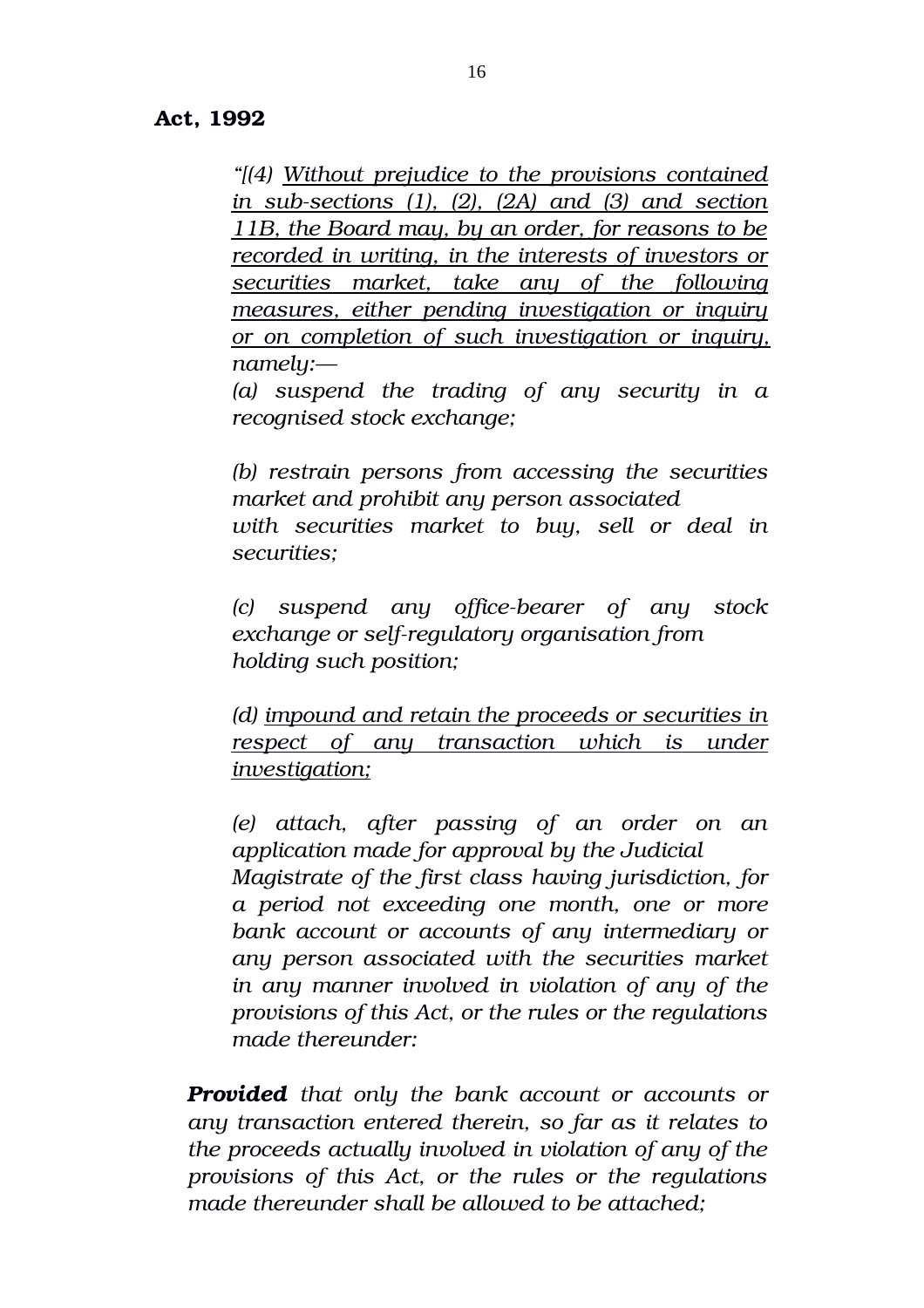**Act, 1992**

> *"[(4) <u>Without prejudice to the provisions contained in sub-sections (1), (2), (2A) and (3) and section 11B, the Board may, by an order, for reasons to be recorded in writing, in the interests of investors or securities market, take any of the following measures, either pending investigation or inquiry or on completion of such investigation or inquiry,</u> namely:—*
>
> *(a) suspend the trading of any security in a recognised stock exchange;*
>
> *(b) restrain persons from accessing the securities market and prohibit any person associated with securities market to buy, sell or deal in securities;*
>
> *(c) suspend any office-bearer of any stock exchange or self-regulatory organisation from holding such position;*
>
> *(d) <u>impound and retain the proceeds or securities in respect of any transaction which is under investigation;</u>*
>
> *(e) attach, after passing of an order on an application made for approval by the Judicial Magistrate of the first class having jurisdiction, for a period not exceeding one month, one or more bank account or accounts of any intermediary or any person associated with the securities market in any manner involved in violation of any of the provisions of this Act, or the rules or the regulations made thereunder:*
>
> ***Provided** that only the bank account or accounts or any transaction entered therein, so far as it relates to the proceeds actually involved in violation of any of the provisions of this Act, or the rules or the regulations made thereunder shall be allowed to be attached;*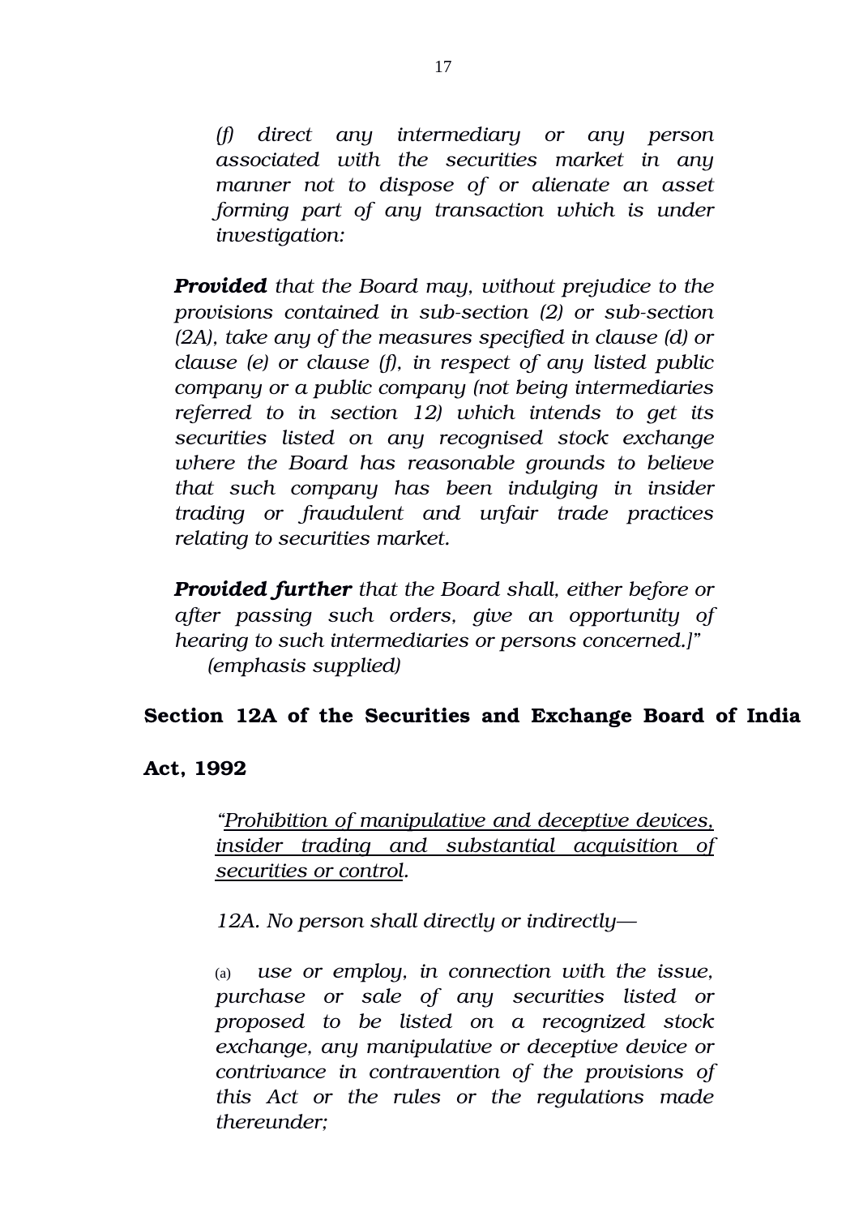*(f) direct any intermediary or any person associated with the securities market in any manner not to dispose of or alienate an asset forming part of any transaction which is under investigation:*

***Provided*** *that the Board may, without prejudice to the provisions contained in sub-section (2) or sub-section (2A), take any of the measures specified in clause (d) or clause (e) or clause (f), in respect of any listed public company or a public company (not being intermediaries referred to in section 12) which intends to get its securities listed on any recognised stock exchange where the Board has reasonable grounds to believe that such company has been indulging in insider trading or fraudulent and unfair trade practices relating to securities market.*

***Provided further*** *that the Board shall, either before or after passing such orders, give an opportunity of hearing to such intermediaries or persons concerned.]"*
*(emphasis supplied)*

**Section 12A of the Securities and Exchange Board of India Act, 1992**

*"<u>Prohibition of manipulative and deceptive devices, insider trading and substantial acquisition of securities or control</u>.*

*12A. No person shall directly or indirectly—*

(a) *use or employ, in connection with the issue, purchase or sale of any securities listed or proposed to be listed on a recognized stock exchange, any manipulative or deceptive device or contrivance in contravention of the provisions of this Act or the rules or the regulations made thereunder;*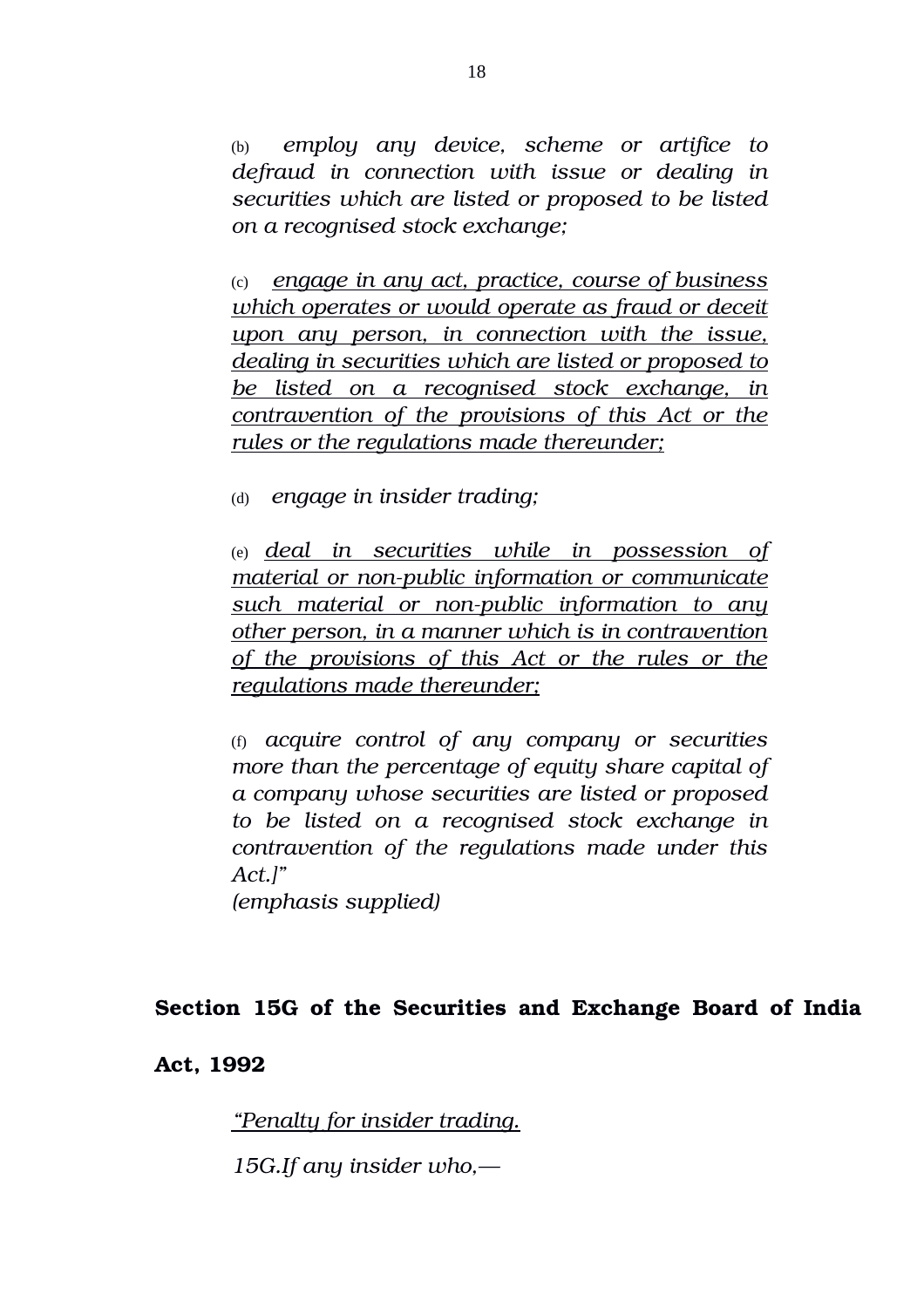(b) *employ any device, scheme or artifice to defraud in connection with issue or dealing in securities which are listed or proposed to be listed on a recognised stock exchange;*

(c) <u>*engage in any act, practice, course of business which operates or would operate as fraud or deceit upon any person, in connection with the issue, dealing in securities which are listed or proposed to be listed on a recognised stock exchange, in contravention of the provisions of this Act or the rules or the regulations made thereunder;*</u>

(d) *engage in insider trading;*

(e) <u>*deal in securities while in possession of material or non-public information or communicate such material or non-public information to any other person, in a manner which is in contravention of the provisions of this Act or the rules or the regulations made thereunder;*</u>

(f) *acquire control of any company or securities more than the percentage of equity share capital of a company whose securities are listed or proposed to be listed on a recognised stock exchange in contravention of the regulations made under this Act.]"*

*(emphasis supplied)*

**Section 15G of the Securities and Exchange Board of India Act, 1992**

<u>*"Penalty for insider trading.*</u>

*15G.If any insider who,—*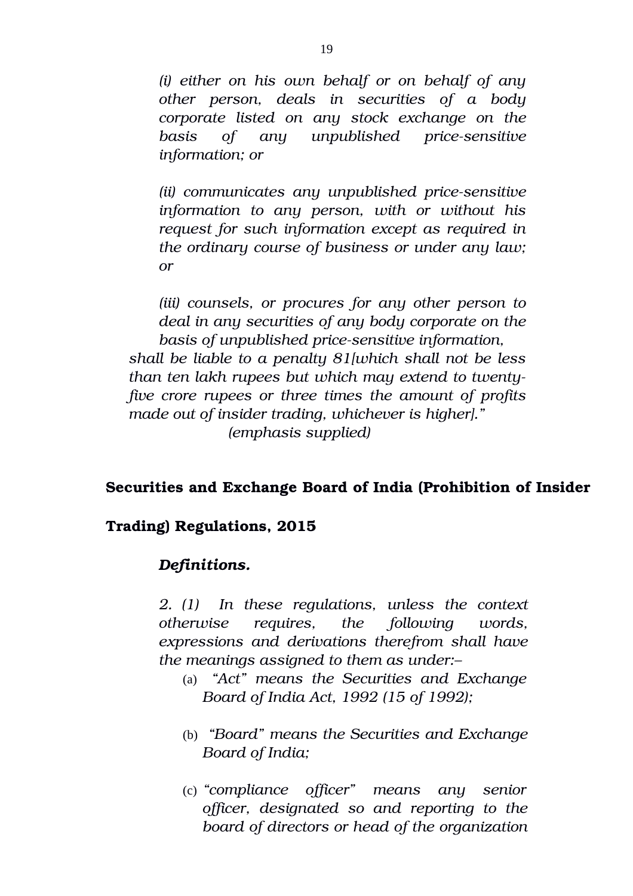*(i) either on his own behalf or on behalf of any other person, deals in securities of a body corporate listed on any stock exchange on the basis of any unpublished price-sensitive information; or*

*(ii) communicates any unpublished price-sensitive information to any person, with or without his request for such information except as required in the ordinary course of business or under any law; or*

*(iii) counsels, or procures for any other person to deal in any securities of any body corporate on the basis of unpublished price-sensitive information,*

*shall be liable to a penalty 81[which shall not be less than ten lakh rupees but which may extend to twenty-five crore rupees or three times the amount of profits made out of insider trading, whichever is higher]."*

*(emphasis supplied)*

**Securities and Exchange Board of India (Prohibition of Insider Trading) Regulations, 2015**

***Definitions.***

*2. (1) In these regulations, unless the context otherwise requires, the following words, expressions and derivations therefrom shall have the meanings assigned to them as under:–*

(a) *"Act" means the Securities and Exchange Board of India Act, 1992 (15 of 1992);*

(b) *"Board" means the Securities and Exchange Board of India;*

(c) *"compliance officer" means any senior officer, designated so and reporting to the board of directors or head of the organization*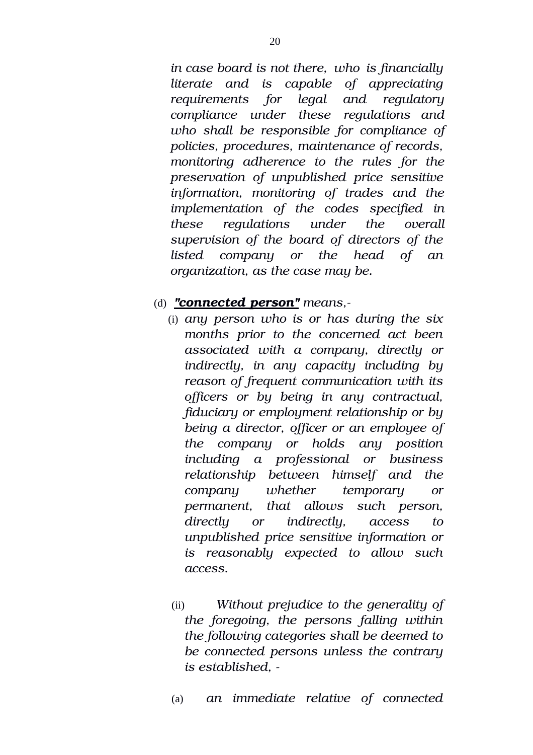*in case board is not there, who is financially literate and is capable of appreciating requirements for legal and regulatory compliance under these regulations and who shall be responsible for compliance of policies, procedures, maintenance of records, monitoring adherence to the rules for the preservation of unpublished price sensitive information, monitoring of trades and the implementation of the codes specified in these regulations under the overall supervision of the board of directors of the listed company or the head of an organization, as the case may be.*

(d) ***"connected person"*** *means,-*

(i) *any person who is or has during the six months prior to the concerned act been associated with a company, directly or indirectly, in any capacity including by reason of frequent communication with its officers or by being in any contractual, fiduciary or employment relationship or by being a director, officer or an employee of the company or holds any position including a professional or business relationship between himself and the company whether temporary or permanent, that allows such person, directly or indirectly, access to unpublished price sensitive information or is reasonably expected to allow such access.*

(ii) *Without prejudice to the generality of the foregoing, the persons falling within the following categories shall be deemed to be connected persons unless the contrary is established, -*

(a) *an immediate relative of connected*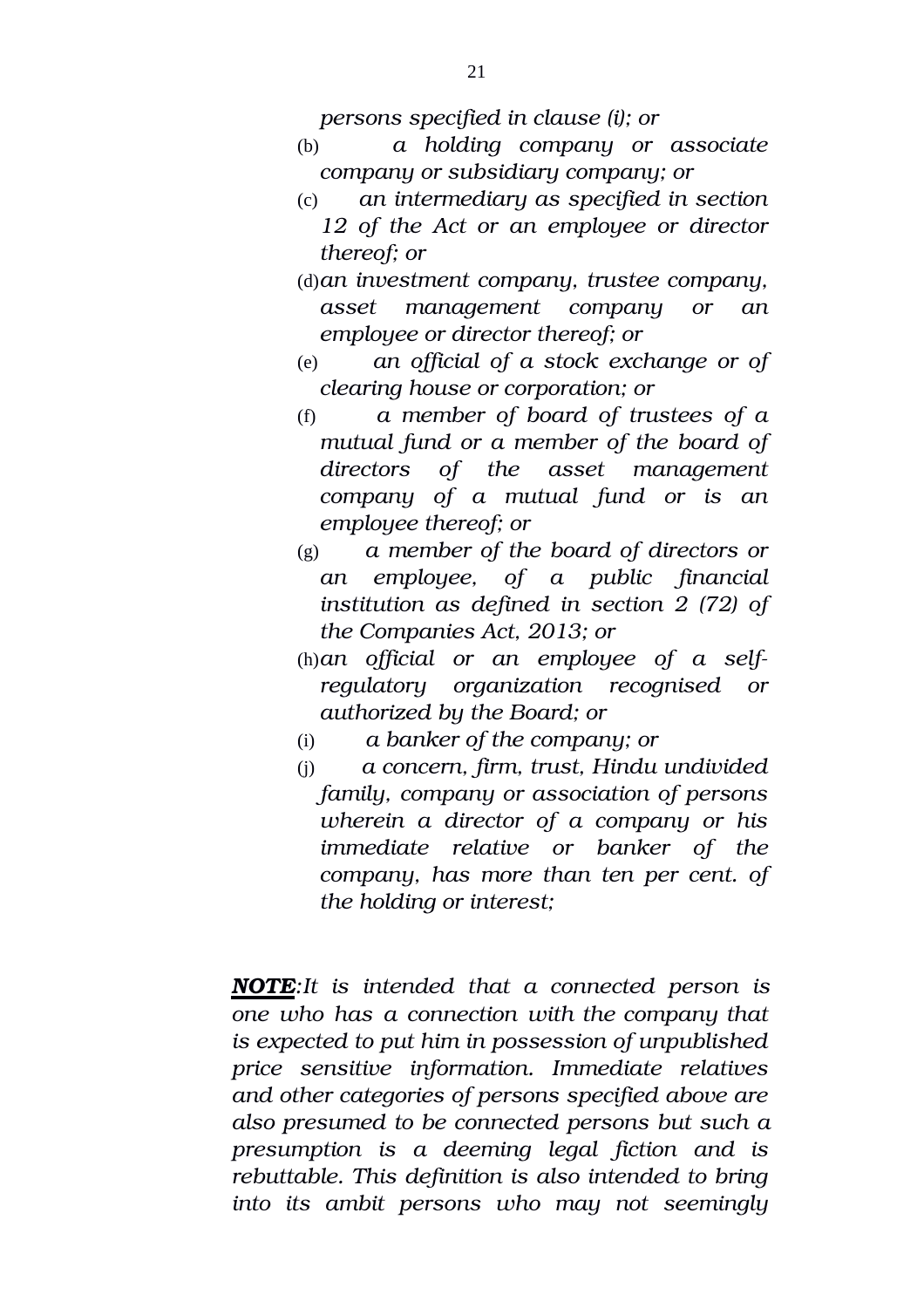*persons specified in clause (i); or*

(b) *a holding company or associate company or subsidiary company; or*

(c) *an intermediary as specified in section 12 of the Act or an employee or director thereof; or*

(d) *an investment company, trustee company, asset management company or an employee or director thereof; or*

(e) *an official of a stock exchange or of clearing house or corporation; or*

(f) *a member of board of trustees of a mutual fund or a member of the board of directors of the asset management company of a mutual fund or is an employee thereof; or*

(g) *a member of the board of directors or an employee, of a public financial institution as defined in section 2 (72) of the Companies Act, 2013; or*

(h) *an official or an employee of a self-regulatory organization recognised or authorized by the Board; or*

(i) *a banker of the company; or*

(j) *a concern, firm, trust, Hindu undivided family, company or association of persons wherein a director of a company or his immediate relative or banker of the company, has more than ten per cent. of the holding or interest;*

***NOTE***:*It is intended that a connected person is one who has a connection with the company that is expected to put him in possession of unpublished price sensitive information. Immediate relatives and other categories of persons specified above are also presumed to be connected persons but such a presumption is a deeming legal fiction and is rebuttable. This definition is also intended to bring into its ambit persons who may not seemingly*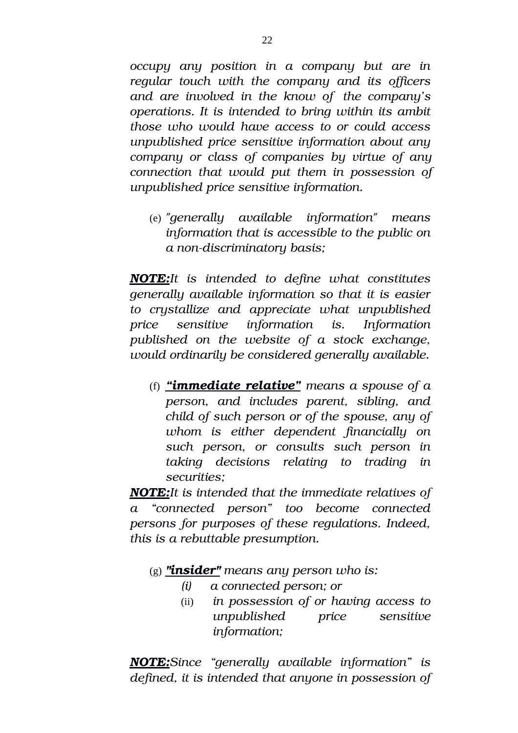*occupy any position in a company but are in regular touch with the company and its officers and are involved in the know of the company's operations. It is intended to bring within its ambit those who would have access to or could access unpublished price sensitive information about any company or class of companies by virtue of any connection that would put them in possession of unpublished price sensitive information.*

(e) *"generally available information" means information that is accessible to the public on a non-discriminatory basis;*

***NOTE:****It is intended to define what constitutes generally available information so that it is easier to crystallize and appreciate what unpublished price sensitive information is. Information published on the website of a stock exchange, would ordinarily be considered generally available.*

(f) ***"immediate relative"*** *means a spouse of a person, and includes parent, sibling, and child of such person or of the spouse, any of whom is either dependent financially on such person, or consults such person in taking decisions relating to trading in securities;*

***NOTE:****It is intended that the immediate relatives of a "connected person" too become connected persons for purposes of these regulations. Indeed, this is a rebuttable presumption.*

(g) ***"insider"*** *means any person who is:*

- *(i) a connected person; or*
- (ii) *in possession of or having access to unpublished price sensitive information;*

***NOTE:****Since "generally available information" is defined, it is intended that anyone in possession of*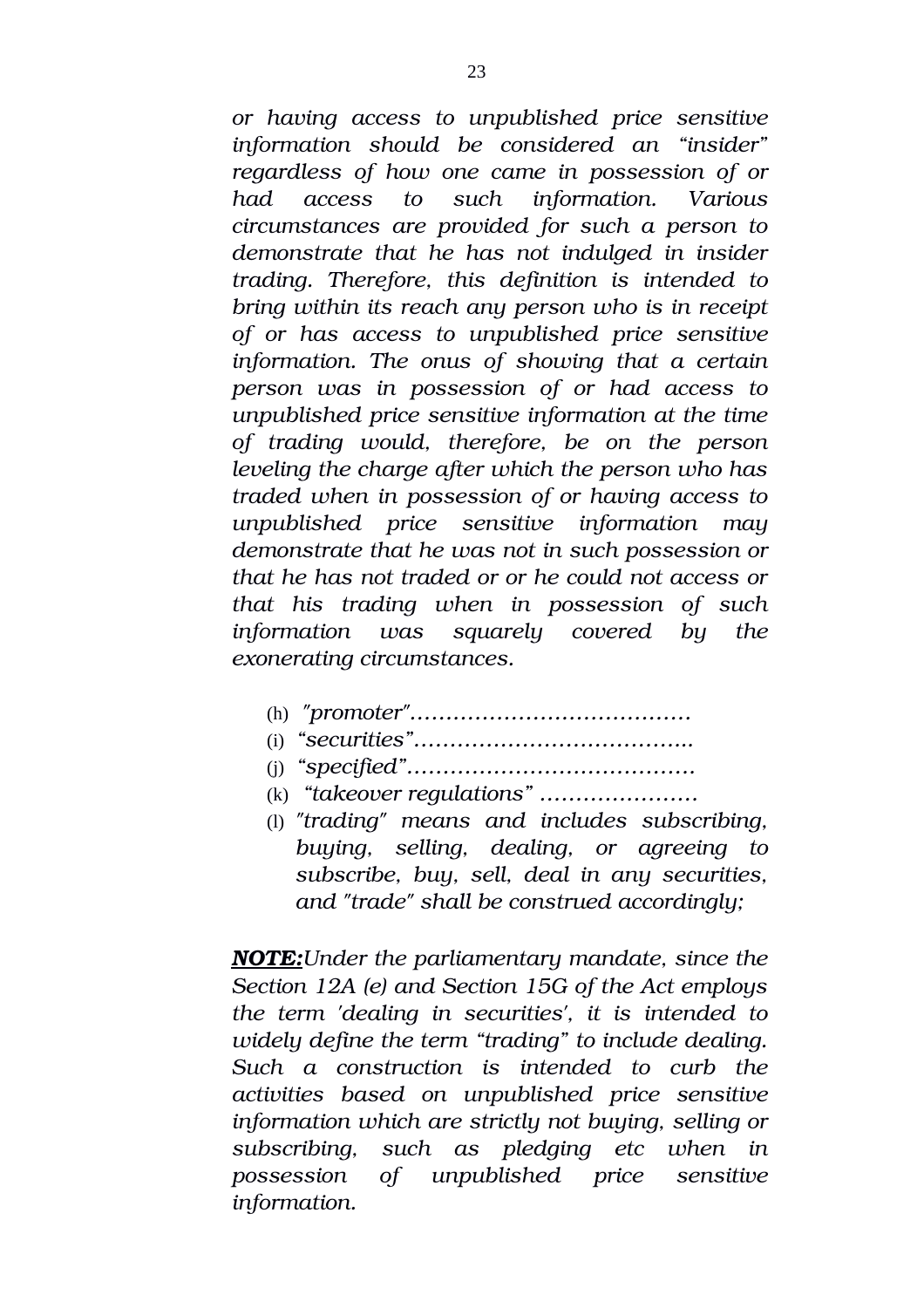*or having access to unpublished price sensitive information should be considered an "insider" regardless of how one came in possession of or had access to such information. Various circumstances are provided for such a person to demonstrate that he has not indulged in insider trading. Therefore, this definition is intended to bring within its reach any person who is in receipt of or has access to unpublished price sensitive information. The onus of showing that a certain person was in possession of or had access to unpublished price sensitive information at the time of trading would, therefore, be on the person leveling the charge after which the person who has traded when in possession of or having access to unpublished price sensitive information may demonstrate that he was not in such possession or that he has not traded or or he could not access or that his trading when in possession of such information was squarely covered by the exonerating circumstances.*

(h) *"promoter"…………………………………*

(i) *"securities"………………………………..*

(j) *"specified"………………………………….*

(k) *"takeover regulations" …………………*

(l) *"trading" means and includes subscribing, buying, selling, dealing, or agreeing to subscribe, buy, sell, deal in any securities, and "trade" shall be construed accordingly;*

***NOTE:****Under the parliamentary mandate, since the Section 12A (e) and Section 15G of the Act employs the term 'dealing in securities', it is intended to widely define the term "trading" to include dealing. Such a construction is intended to curb the activities based on unpublished price sensitive information which are strictly not buying, selling or subscribing, such as pledging etc when in possession of unpublished price sensitive information.*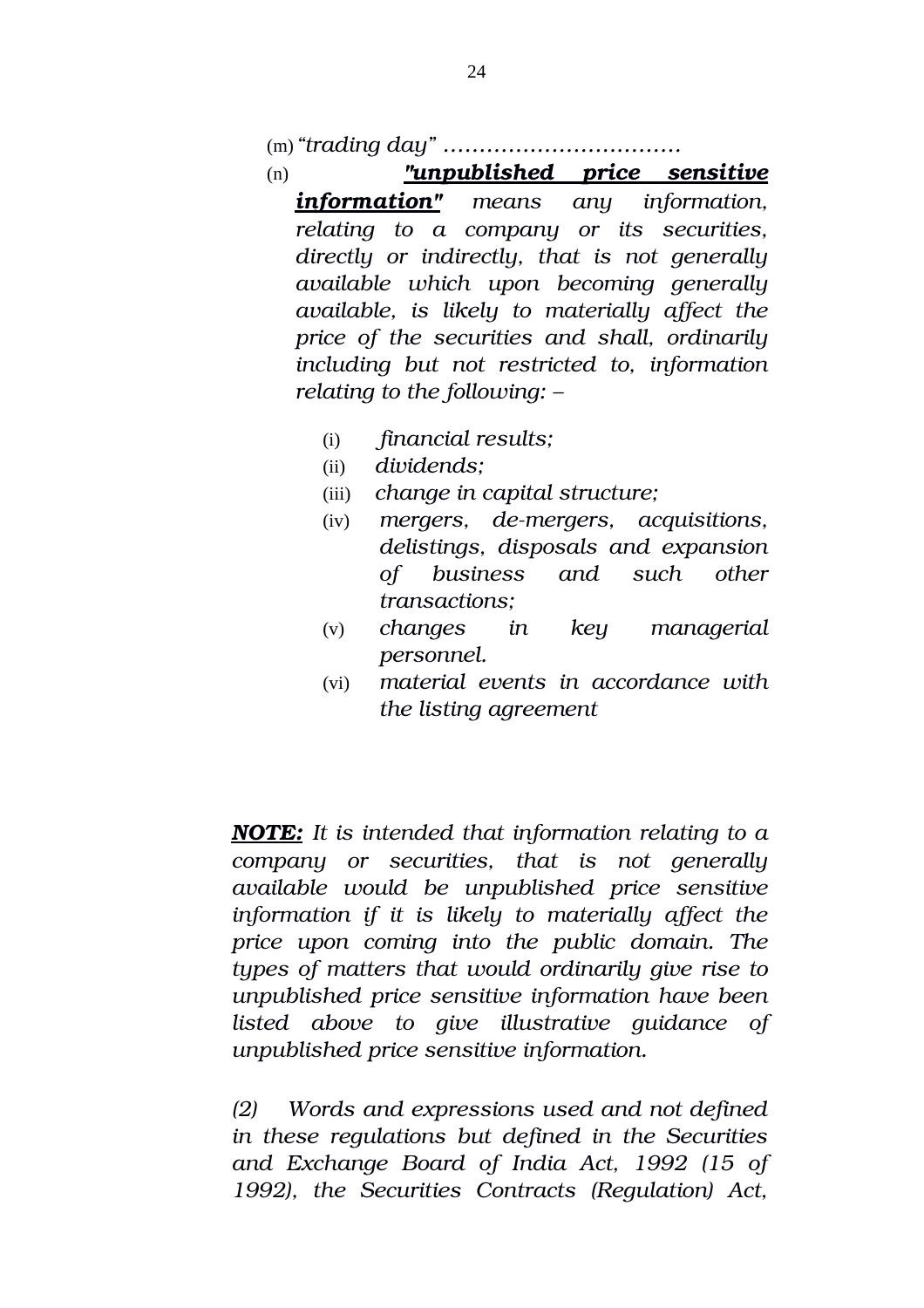(m) *“trading day” ……………………………*

(n) ***"unpublished price sensitive information"*** *means any information, relating to a company or its securities, directly or indirectly, that is not generally available which upon becoming generally available, is likely to materially affect the price of the securities and shall, ordinarily including but not restricted to, information relating to the following: –*

(i) *financial results;*

(ii) *dividends;*

(iii) *change in capital structure;*

(iv) *mergers, de-mergers, acquisitions, delistings, disposals and expansion of business and such other transactions;*

(v) *changes in key managerial personnel.*

(vi) *material events in accordance with the listing agreement*

***NOTE:*** *It is intended that information relating to a company or securities, that is not generally available would be unpublished price sensitive information if it is likely to materially affect the price upon coming into the public domain. The types of matters that would ordinarily give rise to unpublished price sensitive information have been listed above to give illustrative guidance of unpublished price sensitive information.*

*(2) Words and expressions used and not defined in these regulations but defined in the Securities and Exchange Board of India Act, 1992 (15 of 1992), the Securities Contracts (Regulation) Act,*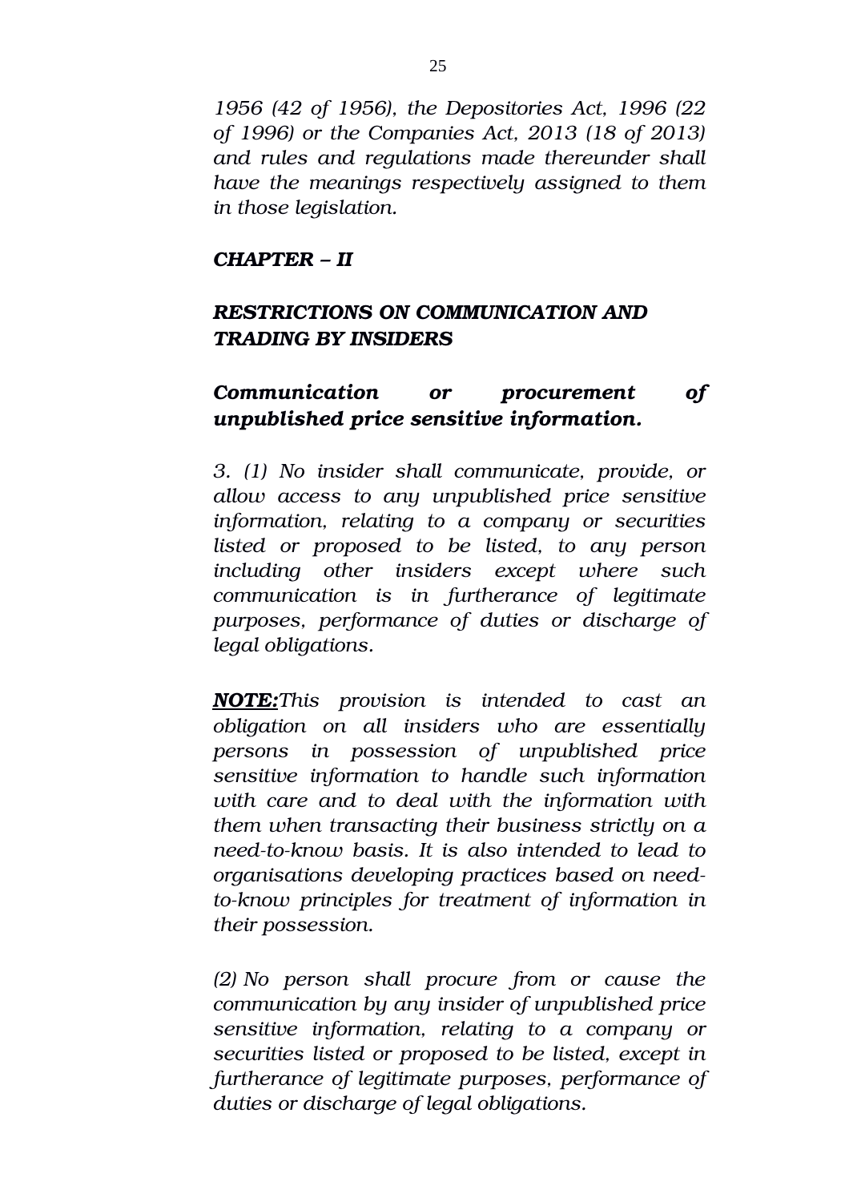*1956 (42 of 1956), the Depositories Act, 1996 (22 of 1996) or the Companies Act, 2013 (18 of 2013) and rules and regulations made thereunder shall have the meanings respectively assigned to them in those legislation.*

***CHAPTER – II***

***RESTRICTIONS ON COMMUNICATION AND TRADING BY INSIDERS***

***Communication or procurement of unpublished price sensitive information.***

*3. (1) No insider shall communicate, provide, or allow access to any unpublished price sensitive information, relating to a company or securities listed or proposed to be listed, to any person including other insiders except where such communication is in furtherance of legitimate purposes, performance of duties or discharge of legal obligations.*

***NOTE:****This provision is intended to cast an obligation on all insiders who are essentially persons in possession of unpublished price sensitive information to handle such information with care and to deal with the information with them when transacting their business strictly on a need-to-know basis. It is also intended to lead to organisations developing practices based on need-to-know principles for treatment of information in their possession.*

*(2) No person shall procure from or cause the communication by any insider of unpublished price sensitive information, relating to a company or securities listed or proposed to be listed, except in furtherance of legitimate purposes, performance of duties or discharge of legal obligations.*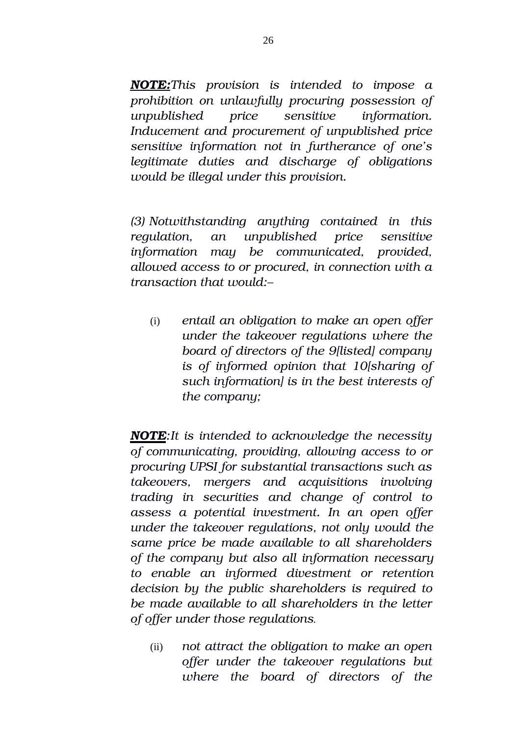***NOTE:*** *This provision is intended to impose a prohibition on unlawfully procuring possession of unpublished price sensitive information. Inducement and procurement of unpublished price sensitive information not in furtherance of one's legitimate duties and discharge of obligations would be illegal under this provision.*

*(3) Notwithstanding anything contained in this regulation, an unpublished price sensitive information may be communicated, provided, allowed access to or procured, in connection with a transaction that would:–*

(i) *entail an obligation to make an open offer under the takeover regulations where the board of directors of the 9[listed] company is of informed opinion that 10[sharing of such information] is in the best interests of the company;*

***NOTE****: It is intended to acknowledge the necessity of communicating, providing, allowing access to or procuring UPSI for substantial transactions such as takeovers, mergers and acquisitions involving trading in securities and change of control to assess a potential investment. In an open offer under the takeover regulations, not only would the same price be made available to all shareholders of the company but also all information necessary to enable an informed divestment or retention decision by the public shareholders is required to be made available to all shareholders in the letter of offer under those regulations.*

(ii) *not attract the obligation to make an open offer under the takeover regulations but where the board of directors of the*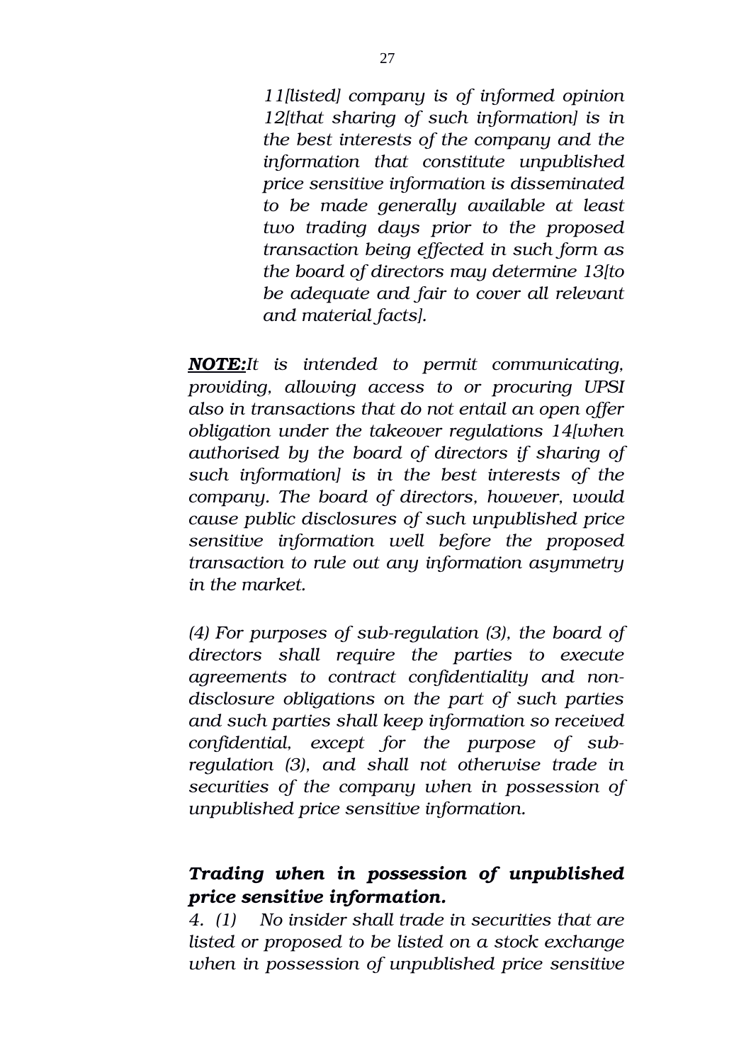*11[listed] company is of informed opinion 12[that sharing of such information] is in the best interests of the company and the information that constitute unpublished price sensitive information is disseminated to be made generally available at least two trading days prior to the proposed transaction being effected in such form as the board of directors may determine 13[to be adequate and fair to cover all relevant and material facts].*

***NOTE:*** *It is intended to permit communicating, providing, allowing access to or procuring UPSI also in transactions that do not entail an open offer obligation under the takeover regulations 14[when authorised by the board of directors if sharing of such information] is in the best interests of the company. The board of directors, however, would cause public disclosures of such unpublished price sensitive information well before the proposed transaction to rule out any information asymmetry in the market.*

*(4) For purposes of sub-regulation (3), the board of directors shall require the parties to execute agreements to contract confidentiality and non-disclosure obligations on the part of such parties and such parties shall keep information so received confidential, except for the purpose of sub-regulation (3), and shall not otherwise trade in securities of the company when in possession of unpublished price sensitive information.*

***Trading when in possession of unpublished price sensitive information.***

*4. (1) No insider shall trade in securities that are listed or proposed to be listed on a stock exchange when in possession of unpublished price sensitive*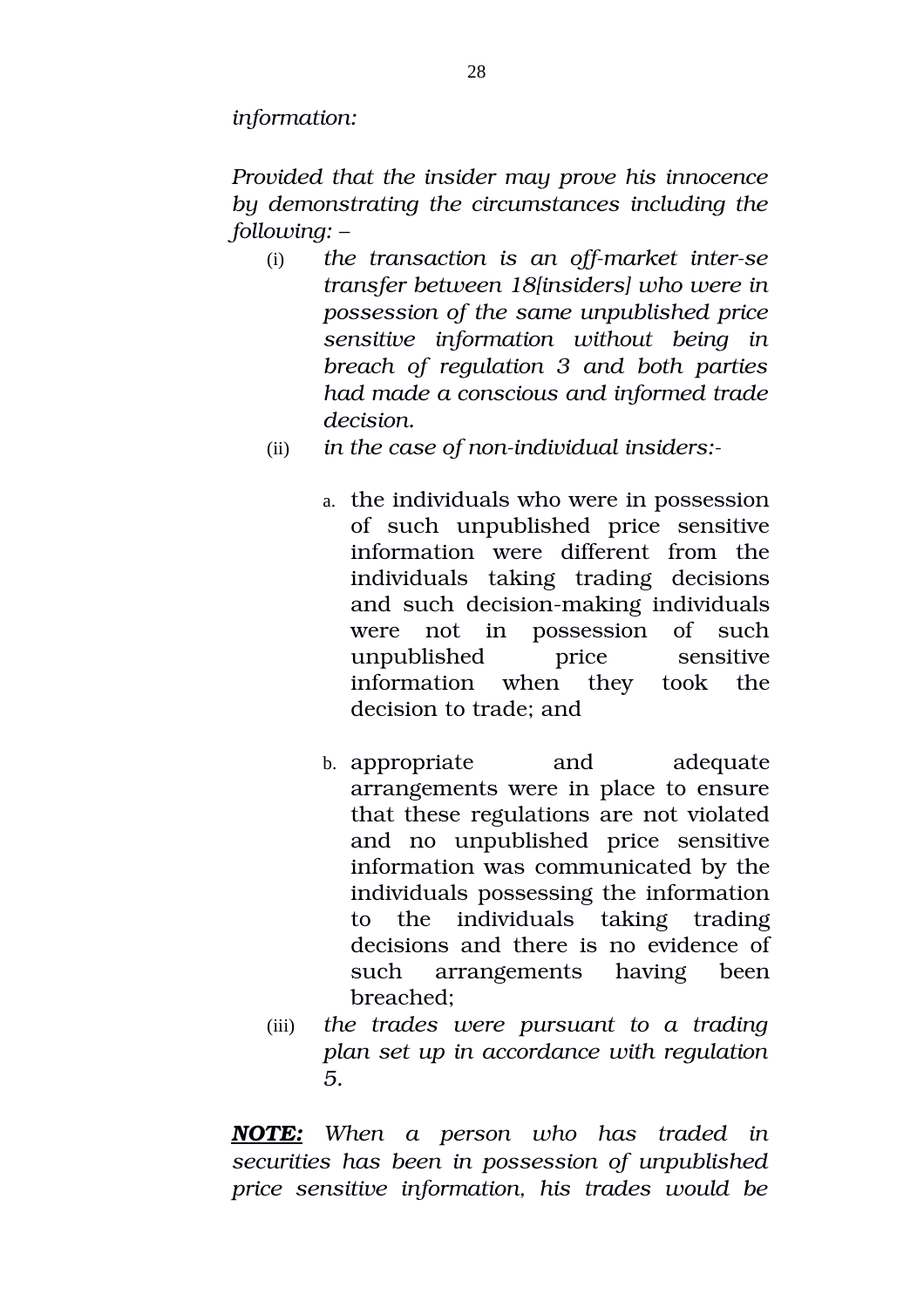*information:*

*Provided that the insider may prove his innocence by demonstrating the circumstances including the following: –*

(i) *the transaction is an off-market inter-se transfer between 18[insiders] who were in possession of the same unpublished price sensitive information without being in breach of regulation 3 and both parties had made a conscious and informed trade decision.*

(ii) *in the case of non-individual insiders:-*

  a. the individuals who were in possession of such unpublished price sensitive information were different from the individuals taking trading decisions and such decision-making individuals were not in possession of such unpublished price sensitive information when they took the decision to trade; and

  b. appropriate and adequate arrangements were in place to ensure that these regulations are not violated and no unpublished price sensitive information was communicated by the individuals possessing the information to the individuals taking trading decisions and there is no evidence of such arrangements having been breached;

(iii) *the trades were pursuant to a trading plan set up in accordance with regulation 5.*

***NOTE:*** *When a person who has traded in securities has been in possession of unpublished price sensitive information, his trades would be*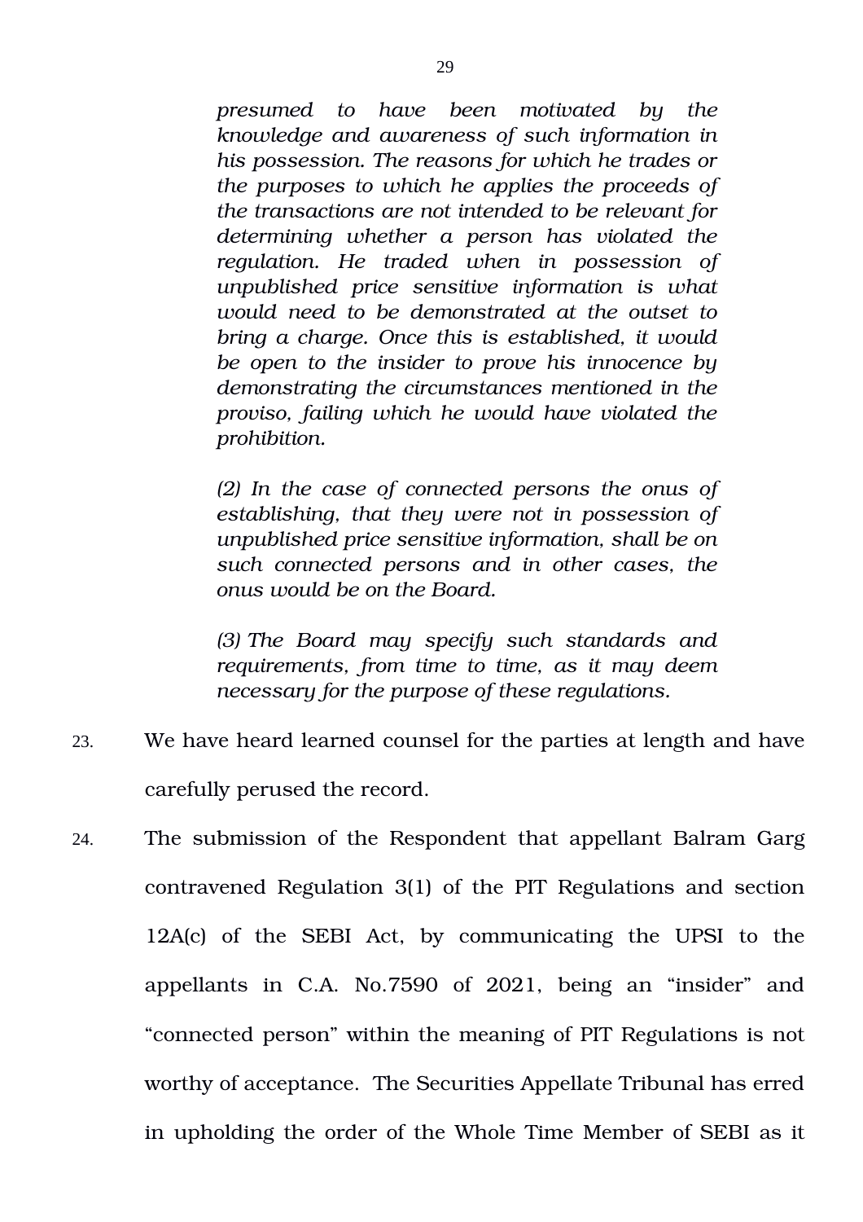> *presumed to have been motivated by the knowledge and awareness of such information in his possession. The reasons for which he trades or the purposes to which he applies the proceeds of the transactions are not intended to be relevant for determining whether a person has violated the regulation. He traded when in possession of unpublished price sensitive information is what would need to be demonstrated at the outset to bring a charge. Once this is established, it would be open to the insider to prove his innocence by demonstrating the circumstances mentioned in the proviso, failing which he would have violated the prohibition.*
>
> *(2) In the case of connected persons the onus of establishing, that they were not in possession of unpublished price sensitive information, shall be on such connected persons and in other cases, the onus would be on the Board.*
>
> *(3) The Board may specify such standards and requirements, from time to time, as it may deem necessary for the purpose of these regulations.*

23. We have heard learned counsel for the parties at length and have carefully perused the record.

24. The submission of the Respondent that appellant Balram Garg contravened Regulation 3(1) of the PIT Regulations and section 12A(c) of the SEBI Act, by communicating the UPSI to the appellants in C.A. No.7590 of 2021, being an "insider" and "connected person" within the meaning of PIT Regulations is not worthy of acceptance. The Securities Appellate Tribunal has erred in upholding the order of the Whole Time Member of SEBI as it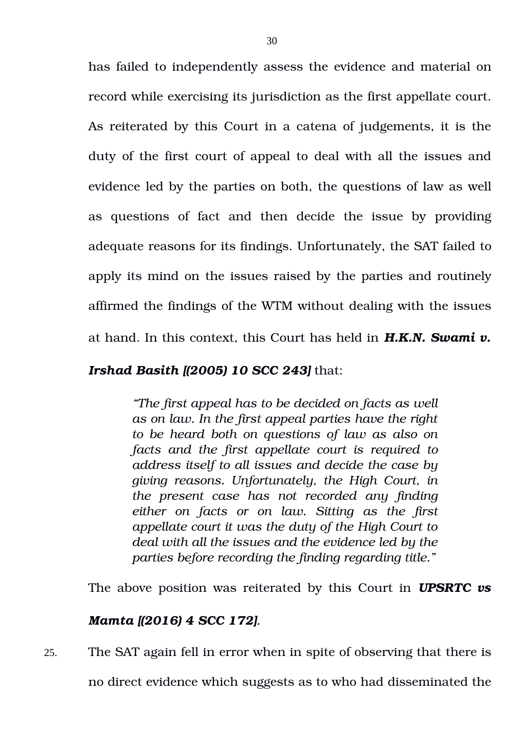has failed to independently assess the evidence and material on record while exercising its jurisdiction as the first appellate court. As reiterated by this Court in a catena of judgements, it is the duty of the first court of appeal to deal with all the issues and evidence led by the parties on both, the questions of law as well as questions of fact and then decide the issue by providing adequate reasons for its findings. Unfortunately, the SAT failed to apply its mind on the issues raised by the parties and routinely affirmed the findings of the WTM without dealing with the issues at hand. In this context, this Court has held in ***H.K.N. Swami v. Irshad Basith [(2005) 10 SCC 243]*** that:

> *"The first appeal has to be decided on facts as well as on law. In the first appeal parties have the right to be heard both on questions of law as also on facts and the first appellate court is required to address itself to all issues and decide the case by giving reasons. Unfortunately, the High Court, in the present case has not recorded any finding either on facts or on law. Sitting as the first appellate court it was the duty of the High Court to deal with all the issues and the evidence led by the parties before recording the finding regarding title."*

The above position was reiterated by this Court in ***UPSRTC vs Mamta [(2016) 4 SCC 172]***.

25. The SAT again fell in error when in spite of observing that there is no direct evidence which suggests as to who had disseminated the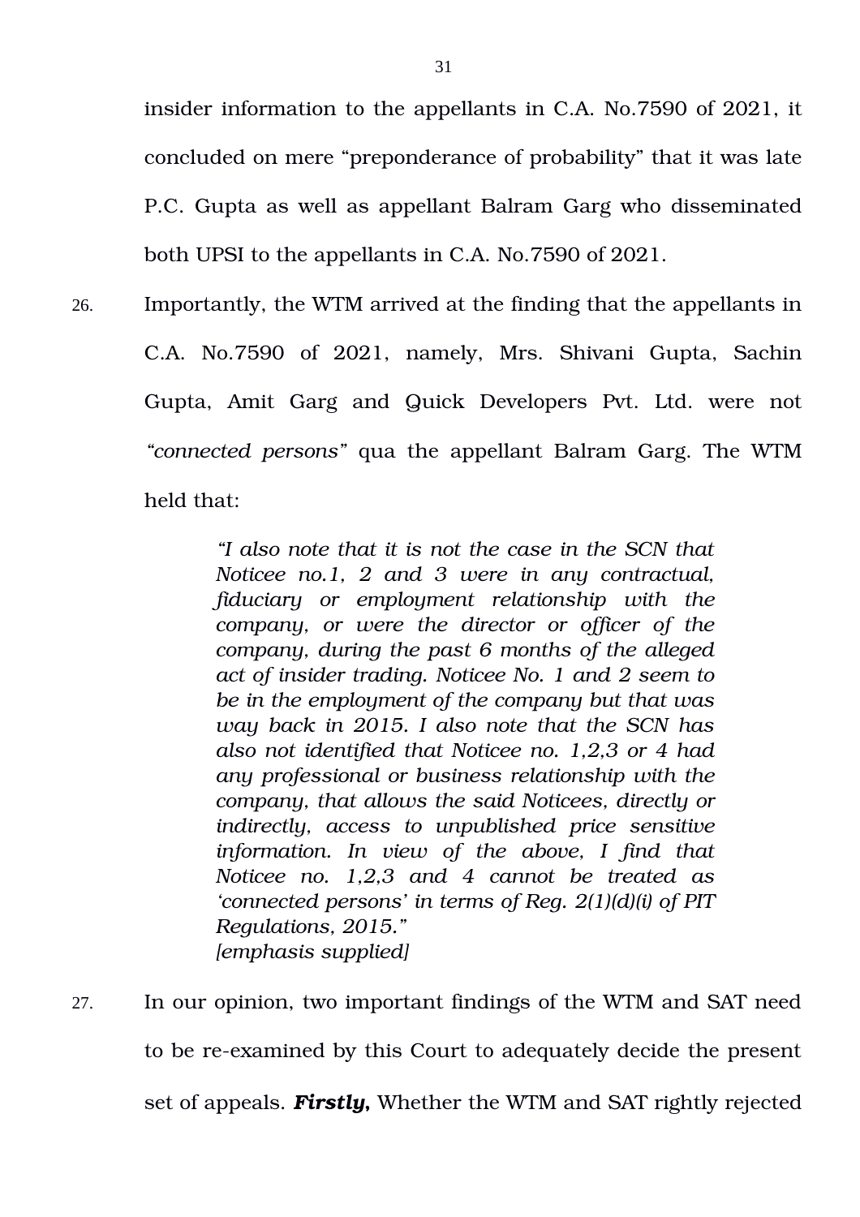insider information to the appellants in C.A. No.7590 of 2021, it concluded on mere "preponderance of probability" that it was late P.C. Gupta as well as appellant Balram Garg who disseminated both UPSI to the appellants in C.A. No.7590 of 2021.

26. Importantly, the WTM arrived at the finding that the appellants in C.A. No.7590 of 2021, namely, Mrs. Shivani Gupta, Sachin Gupta, Amit Garg and Quick Developers Pvt. Ltd. were not *"connected persons"* qua the appellant Balram Garg. The WTM held that:

> *"I also note that it is not the case in the SCN that Noticee no.1, 2 and 3 were in any contractual, fiduciary or employment relationship with the company, or were the director or officer of the company, during the past 6 months of the alleged act of insider trading. Noticee No. 1 and 2 seem to be in the employment of the company but that was way back in 2015. I also note that the SCN has also not identified that Noticee no. 1,2,3 or 4 had any professional or business relationship with the company, that allows the said Noticees, directly or indirectly, access to unpublished price sensitive information. In view of the above, I find that Noticee no. 1,2,3 and 4 cannot be treated as 'connected persons' in terms of Reg. 2(1)(d)(i) of PIT Regulations, 2015."*
> *[emphasis supplied]*

27. In our opinion, two important findings of the WTM and SAT need to be re-examined by this Court to adequately decide the present set of appeals. ***Firstly,*** Whether the WTM and SAT rightly rejected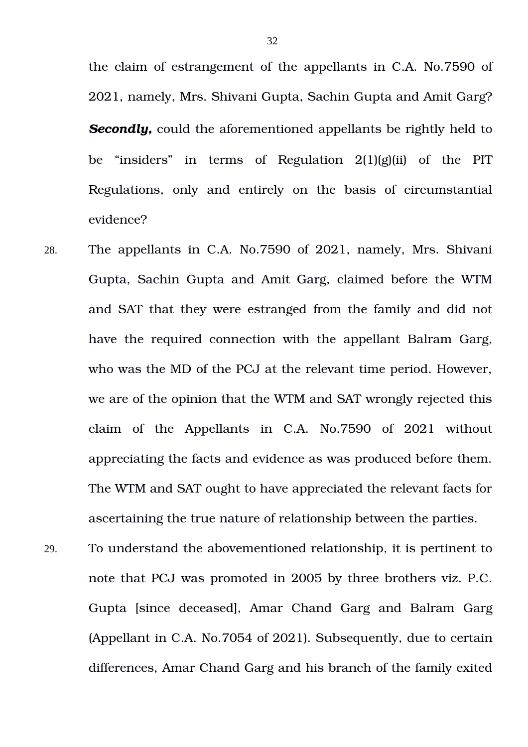the claim of estrangement of the appellants in C.A. No.7590 of 2021, namely, Mrs. Shivani Gupta, Sachin Gupta and Amit Garg? ***Secondly,*** could the aforementioned appellants be rightly held to be "insiders" in terms of Regulation 2(1)(g)(ii) of the PIT Regulations, only and entirely on the basis of circumstantial evidence?

28. The appellants in C.A. No.7590 of 2021, namely, Mrs. Shivani Gupta, Sachin Gupta and Amit Garg, claimed before the WTM and SAT that they were estranged from the family and did not have the required connection with the appellant Balram Garg, who was the MD of the PCJ at the relevant time period. However, we are of the opinion that the WTM and SAT wrongly rejected this claim of the Appellants in C.A. No.7590 of 2021 without appreciating the facts and evidence as was produced before them. The WTM and SAT ought to have appreciated the relevant facts for ascertaining the true nature of relationship between the parties.

29. To understand the abovementioned relationship, it is pertinent to note that PCJ was promoted in 2005 by three brothers viz. P.C. Gupta [since deceased], Amar Chand Garg and Balram Garg (Appellant in C.A. No.7054 of 2021). Subsequently, due to certain differences, Amar Chand Garg and his branch of the family exited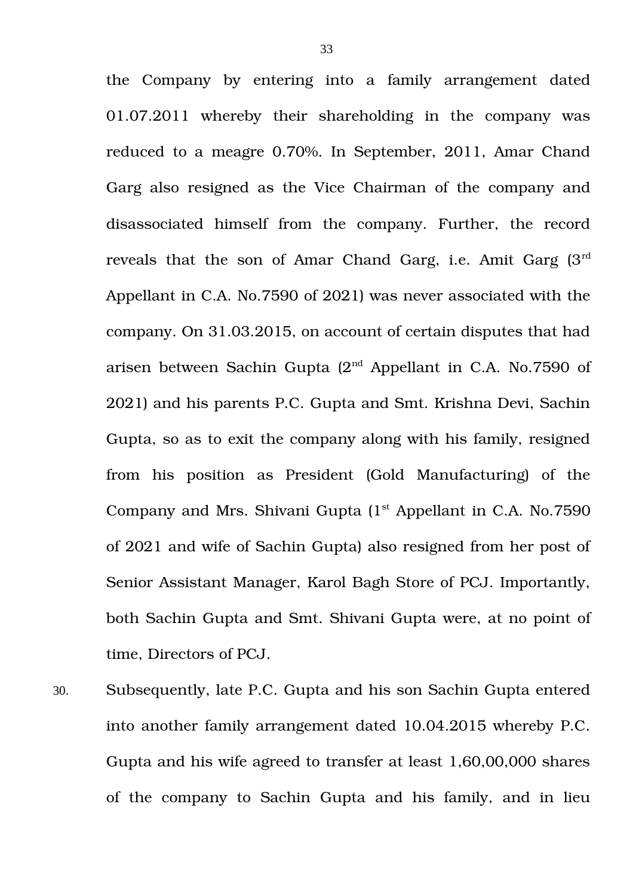the Company by entering into a family arrangement dated 01.07.2011 whereby their shareholding in the company was reduced to a meagre 0.70%. In September, 2011, Amar Chand Garg also resigned as the Vice Chairman of the company and disassociated himself from the company. Further, the record reveals that the son of Amar Chand Garg, i.e. Amit Garg (3rd Appellant in C.A. No.7590 of 2021) was never associated with the company. On 31.03.2015, on account of certain disputes that had arisen between Sachin Gupta (2nd Appellant in C.A. No.7590 of 2021) and his parents P.C. Gupta and Smt. Krishna Devi, Sachin Gupta, so as to exit the company along with his family, resigned from his position as President (Gold Manufacturing) of the Company and Mrs. Shivani Gupta (1st Appellant in C.A. No.7590 of 2021 and wife of Sachin Gupta) also resigned from her post of Senior Assistant Manager, Karol Bagh Store of PCJ. Importantly, both Sachin Gupta and Smt. Shivani Gupta were, at no point of time, Directors of PCJ.

30. Subsequently, late P.C. Gupta and his son Sachin Gupta entered into another family arrangement dated 10.04.2015 whereby P.C. Gupta and his wife agreed to transfer at least 1,60,00,000 shares of the company to Sachin Gupta and his family, and in lieu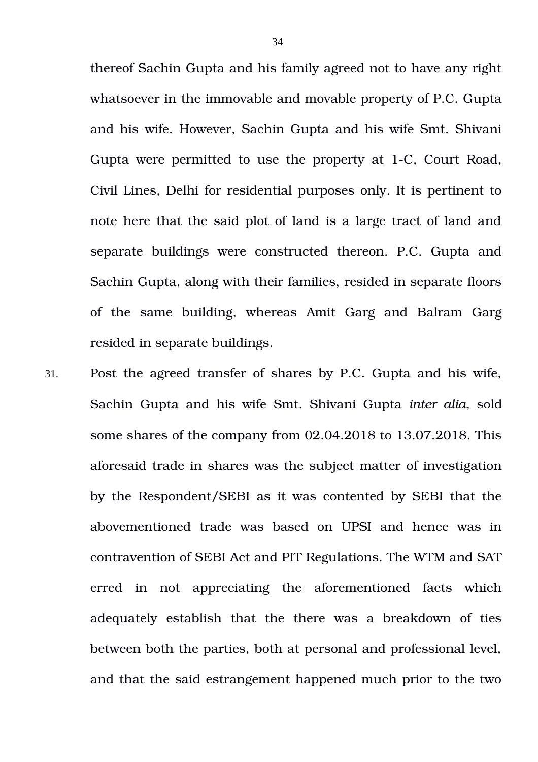thereof Sachin Gupta and his family agreed not to have any right whatsoever in the immovable and movable property of P.C. Gupta and his wife. However, Sachin Gupta and his wife Smt. Shivani Gupta were permitted to use the property at 1-C, Court Road, Civil Lines, Delhi for residential purposes only. It is pertinent to note here that the said plot of land is a large tract of land and separate buildings were constructed thereon. P.C. Gupta and Sachin Gupta, along with their families, resided in separate floors of the same building, whereas Amit Garg and Balram Garg resided in separate buildings.

31. Post the agreed transfer of shares by P.C. Gupta and his wife, Sachin Gupta and his wife Smt. Shivani Gupta *inter alia*, sold some shares of the company from 02.04.2018 to 13.07.2018. This aforesaid trade in shares was the subject matter of investigation by the Respondent/SEBI as it was contented by SEBI that the abovementioned trade was based on UPSI and hence was in contravention of SEBI Act and PIT Regulations. The WTM and SAT erred in not appreciating the aforementioned facts which adequately establish that the there was a breakdown of ties between both the parties, both at personal and professional level, and that the said estrangement happened much prior to the two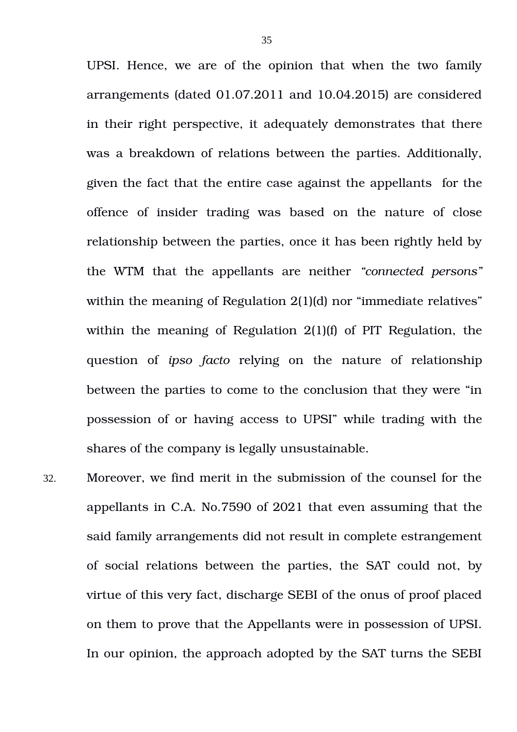UPSI. Hence, we are of the opinion that when the two family arrangements (dated 01.07.2011 and 10.04.2015) are considered in their right perspective, it adequately demonstrates that there was a breakdown of relations between the parties. Additionally, given the fact that the entire case against the appellants for the offence of insider trading was based on the nature of close relationship between the parties, once it has been rightly held by the WTM that the appellants are neither *"connected persons"* within the meaning of Regulation 2(1)(d) nor "immediate relatives" within the meaning of Regulation 2(1)(f) of PIT Regulation, the question of *ipso facto* relying on the nature of relationship between the parties to come to the conclusion that they were "in possession of or having access to UPSI" while trading with the shares of the company is legally unsustainable.

32. Moreover, we find merit in the submission of the counsel for the appellants in C.A. No.7590 of 2021 that even assuming that the said family arrangements did not result in complete estrangement of social relations between the parties, the SAT could not, by virtue of this very fact, discharge SEBI of the onus of proof placed on them to prove that the Appellants were in possession of UPSI. In our opinion, the approach adopted by the SAT turns the SEBI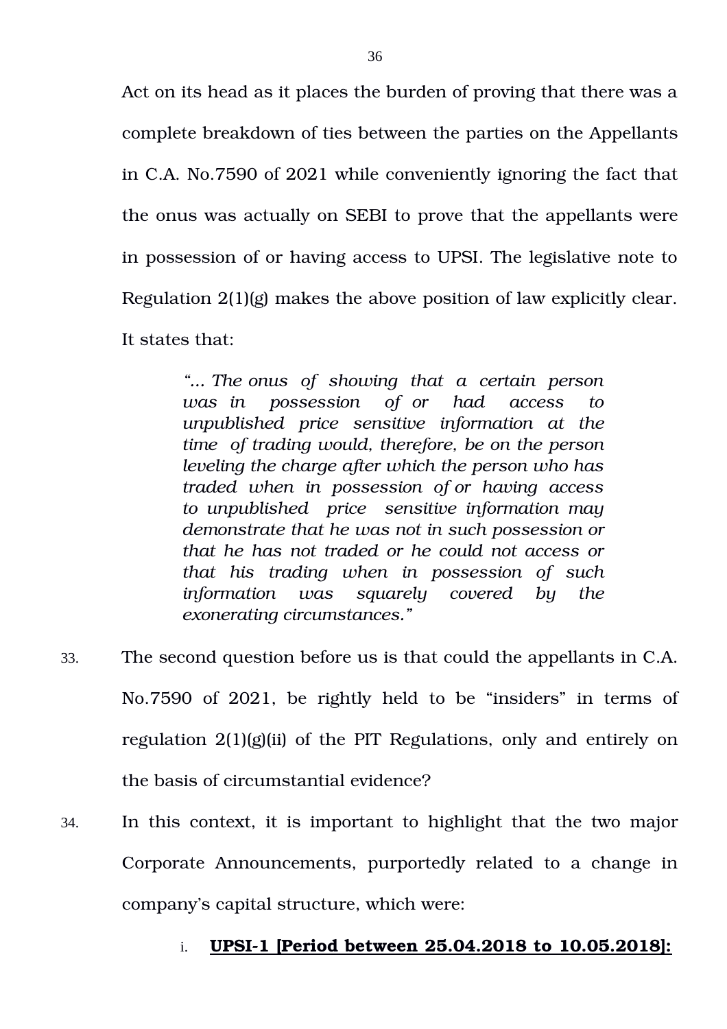Act on its head as it places the burden of proving that there was a complete breakdown of ties between the parties on the Appellants in C.A. No.7590 of 2021 while conveniently ignoring the fact that the onus was actually on SEBI to prove that the appellants were in possession of or having access to UPSI. The legislative note to Regulation 2(1)(g) makes the above position of law explicitly clear. It states that:

> *"... The onus of showing that a certain person was in possession of or had access to unpublished price sensitive information at the time of trading would, therefore, be on the person leveling the charge after which the person who has traded when in possession of or having access to unpublished price sensitive information may demonstrate that he was not in such possession or that he has not traded or he could not access or that his trading when in possession of such information was squarely covered by the exonerating circumstances."*

33. The second question before us is that could the appellants in C.A. No.7590 of 2021, be rightly held to be "insiders" in terms of regulation 2(1)(g)(ii) of the PIT Regulations, only and entirely on the basis of circumstantial evidence?

34. In this context, it is important to highlight that the two major Corporate Announcements, purportedly related to a change in company's capital structure, which were:

    i. **<u>UPSI-1 [Period between 25.04.2018 to 10.05.2018]:</u>**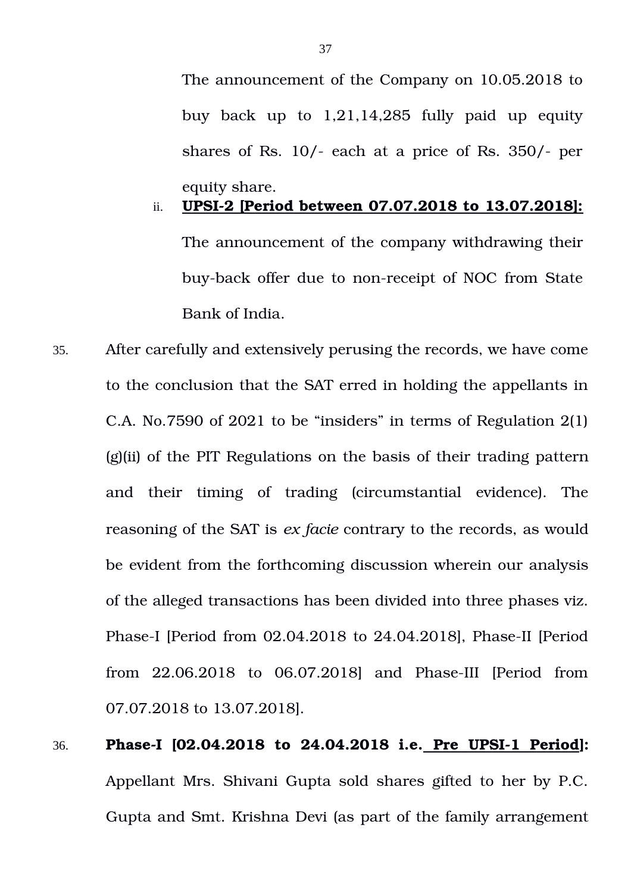The announcement of the Company on 10.05.2018 to buy back up to 1,21,14,285 fully paid up equity shares of Rs. 10/- each at a price of Rs. 350/- per equity share.

ii. **<u>UPSI-2 [Period between 07.07.2018 to 13.07.2018]:</u>** The announcement of the company withdrawing their buy-back offer due to non-receipt of NOC from State Bank of India.

35. After carefully and extensively perusing the records, we have come to the conclusion that the SAT erred in holding the appellants in C.A. No.7590 of 2021 to be "insiders" in terms of Regulation 2(1)(g)(ii) of the PIT Regulations on the basis of their trading pattern and their timing of trading (circumstantial evidence). The reasoning of the SAT is *ex facie* contrary to the records, as would be evident from the forthcoming discussion wherein our analysis of the alleged transactions has been divided into three phases viz. Phase-I [Period from 02.04.2018 to 24.04.2018], Phase-II [Period from 22.06.2018 to 06.07.2018] and Phase-III [Period from 07.07.2018 to 13.07.2018].

36. **Phase-I [02.04.2018 to 24.04.2018 i.e. <u>Pre UPSI-1 Period</u>]:** Appellant Mrs. Shivani Gupta sold shares gifted to her by P.C. Gupta and Smt. Krishna Devi (as part of the family arrangement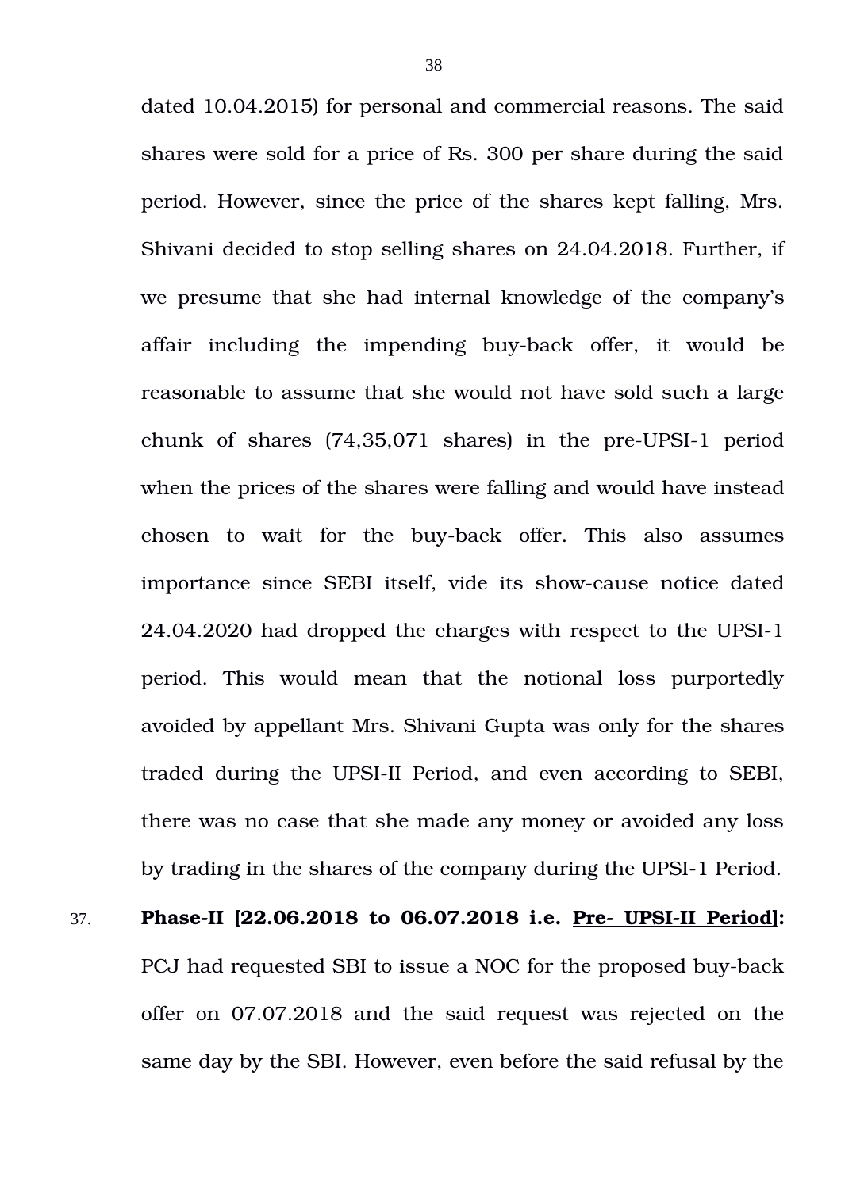dated 10.04.2015) for personal and commercial reasons. The said shares were sold for a price of Rs. 300 per share during the said period. However, since the price of the shares kept falling, Mrs. Shivani decided to stop selling shares on 24.04.2018. Further, if we presume that she had internal knowledge of the company's affair including the impending buy-back offer, it would be reasonable to assume that she would not have sold such a large chunk of shares (74,35,071 shares) in the pre-UPSI-1 period when the prices of the shares were falling and would have instead chosen to wait for the buy-back offer. This also assumes importance since SEBI itself, vide its show-cause notice dated 24.04.2020 had dropped the charges with respect to the UPSI-1 period. This would mean that the notional loss purportedly avoided by appellant Mrs. Shivani Gupta was only for the shares traded during the UPSI-II Period, and even according to SEBI, there was no case that she made any money or avoided any loss by trading in the shares of the company during the UPSI-1 Period.

37. **Phase-II [22.06.2018 to 06.07.2018 i.e. <u>Pre- UPSI-II Period</u>]:** PCJ had requested SBI to issue a NOC for the proposed buy-back offer on 07.07.2018 and the said request was rejected on the same day by the SBI. However, even before the said refusal by the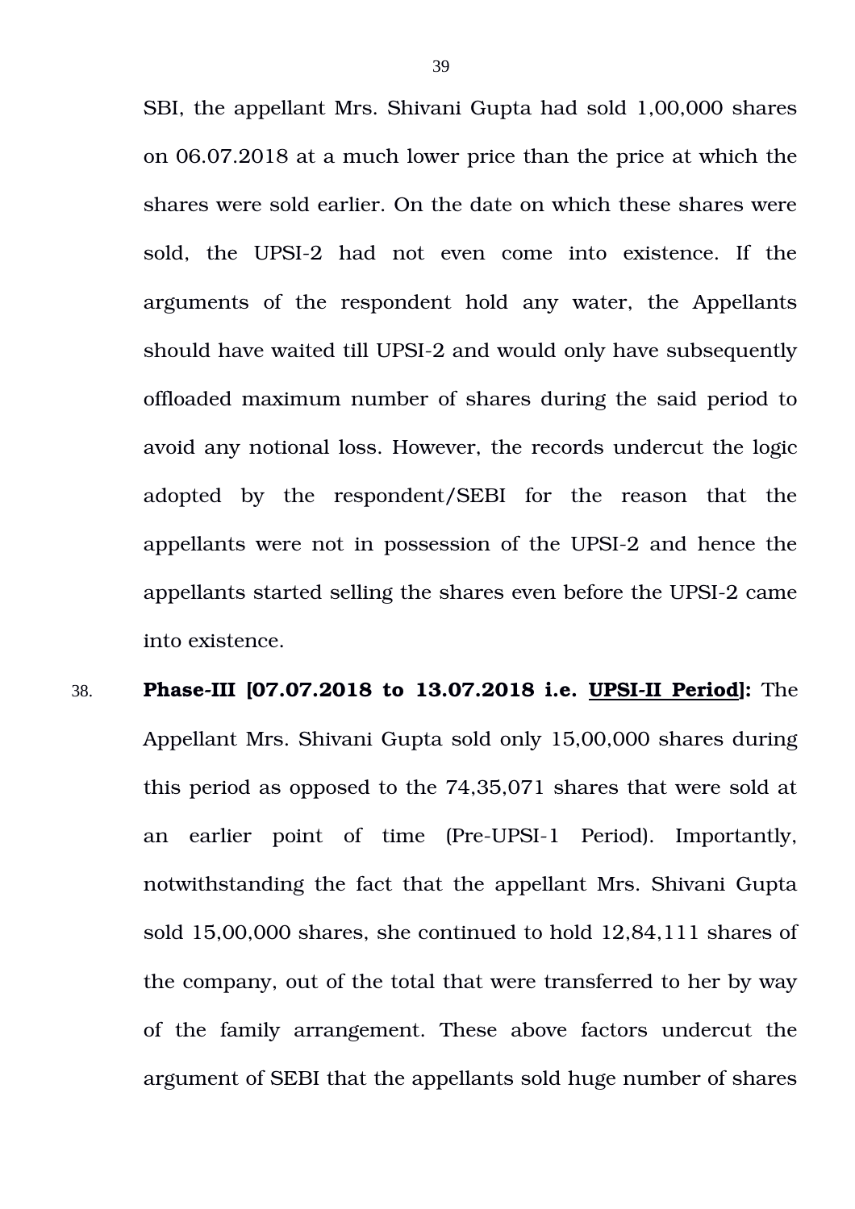SBI, the appellant Mrs. Shivani Gupta had sold 1,00,000 shares on 06.07.2018 at a much lower price than the price at which the shares were sold earlier. On the date on which these shares were sold, the UPSI-2 had not even come into existence. If the arguments of the respondent hold any water, the Appellants should have waited till UPSI-2 and would only have subsequently offloaded maximum number of shares during the said period to avoid any notional loss. However, the records undercut the logic adopted by the respondent/SEBI for the reason that the appellants were not in possession of the UPSI-2 and hence the appellants started selling the shares even before the UPSI-2 came into existence.

38. **Phase-III [07.07.2018 to 13.07.2018 i.e. <u>UPSI-II Period</u>]:** The Appellant Mrs. Shivani Gupta sold only 15,00,000 shares during this period as opposed to the 74,35,071 shares that were sold at an earlier point of time (Pre-UPSI-1 Period). Importantly, notwithstanding the fact that the appellant Mrs. Shivani Gupta sold 15,00,000 shares, she continued to hold 12,84,111 shares of the company, out of the total that were transferred to her by way of the family arrangement. These above factors undercut the argument of SEBI that the appellants sold huge number of shares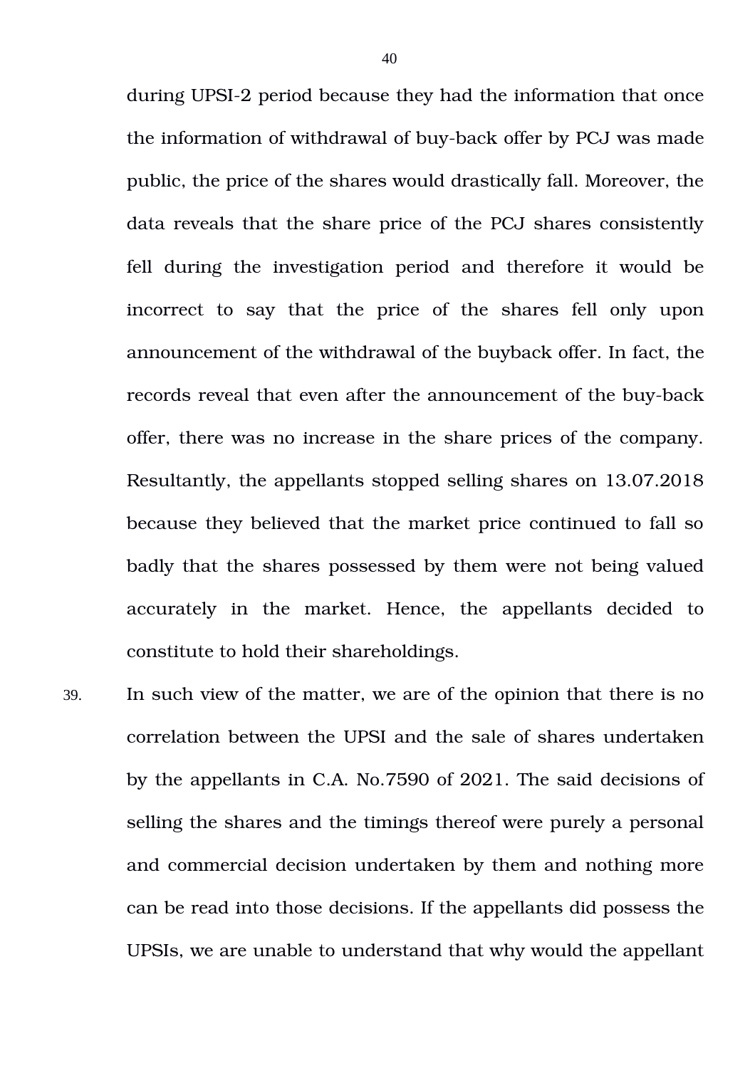during UPSI-2 period because they had the information that once the information of withdrawal of buy-back offer by PCJ was made public, the price of the shares would drastically fall. Moreover, the data reveals that the share price of the PCJ shares consistently fell during the investigation period and therefore it would be incorrect to say that the price of the shares fell only upon announcement of the withdrawal of the buyback offer. In fact, the records reveal that even after the announcement of the buy-back offer, there was no increase in the share prices of the company. Resultantly, the appellants stopped selling shares on 13.07.2018 because they believed that the market price continued to fall so badly that the shares possessed by them were not being valued accurately in the market. Hence, the appellants decided to constitute to hold their shareholdings.

39. In such view of the matter, we are of the opinion that there is no correlation between the UPSI and the sale of shares undertaken by the appellants in C.A. No.7590 of 2021. The said decisions of selling the shares and the timings thereof were purely a personal and commercial decision undertaken by them and nothing more can be read into those decisions. If the appellants did possess the UPSIs, we are unable to understand that why would the appellant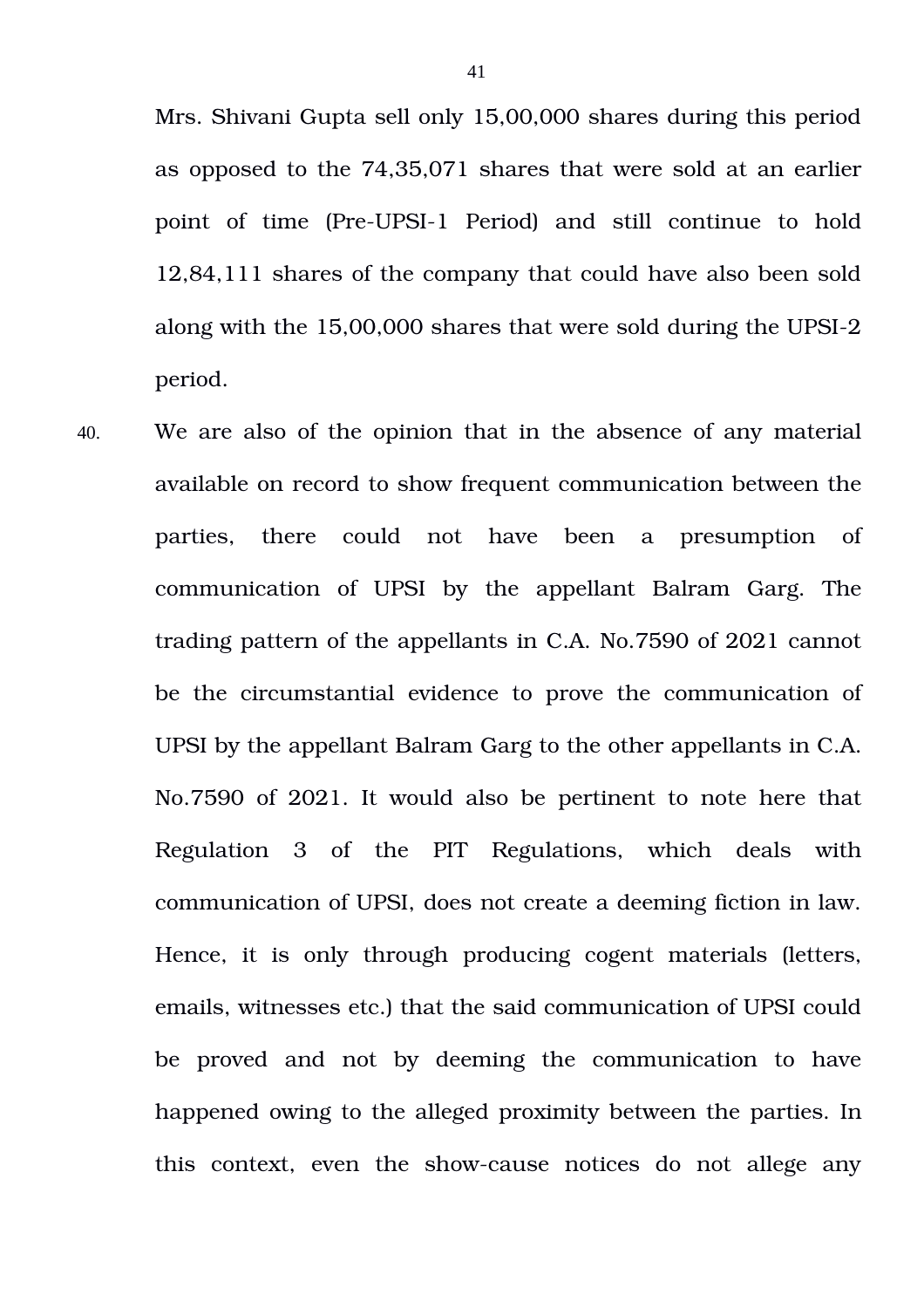Mrs. Shivani Gupta sell only 15,00,000 shares during this period as opposed to the 74,35,071 shares that were sold at an earlier point of time (Pre-UPSI-1 Period) and still continue to hold 12,84,111 shares of the company that could have also been sold along with the 15,00,000 shares that were sold during the UPSI-2 period.

40. We are also of the opinion that in the absence of any material available on record to show frequent communication between the parties, there could not have been a presumption of communication of UPSI by the appellant Balram Garg. The trading pattern of the appellants in C.A. No.7590 of 2021 cannot be the circumstantial evidence to prove the communication of UPSI by the appellant Balram Garg to the other appellants in C.A. No.7590 of 2021. It would also be pertinent to note here that Regulation 3 of the PIT Regulations, which deals with communication of UPSI, does not create a deeming fiction in law. Hence, it is only through producing cogent materials (letters, emails, witnesses etc.) that the said communication of UPSI could be proved and not by deeming the communication to have happened owing to the alleged proximity between the parties. In this context, even the show-cause notices do not allege any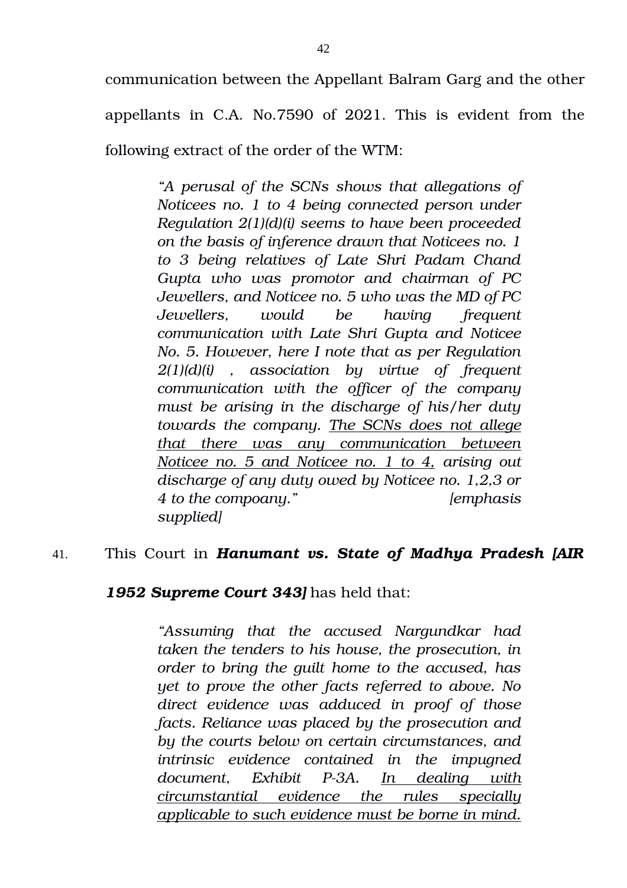communication between the Appellant Balram Garg and the other appellants in C.A. No.7590 of 2021. This is evident from the following extract of the order of the WTM:

> *"A perusal of the SCNs shows that allegations of Noticees no. 1 to 4 being connected person under Regulation 2(1)(d)(i) seems to have been proceeded on the basis of inference drawn that Noticees no. 1 to 3 being relatives of Late Shri Padam Chand Gupta who was promotor and chairman of PC Jewellers, and Noticee no. 5 who was the MD of PC Jewellers, would be having frequent communication with Late Shri Gupta and Noticee No. 5. However, here I note that as per Regulation 2(1)(d)(i) , association by virtue of frequent communication with the officer of the company must be arising in the discharge of his/her duty towards the company. <u>The SCNs does not allege that there was any communication between Noticee no. 5 and Noticee no. 1 to 4,</u> arising out discharge of any duty owed by Noticee no. 1,2,3 or 4 to the compoany." [emphasis supplied]*

41. This Court in ***Hanumant vs. State of Madhya Pradesh [AIR 1952 Supreme Court 343]*** has held that:

> *"Assuming that the accused Nargundkar had taken the tenders to his house, the prosecution, in order to bring the guilt home to the accused, has yet to prove the other facts referred to above. No direct evidence was adduced in proof of those facts. Reliance was placed by the prosecution and by the courts below on certain circumstances, and intrinsic evidence contained in the impugned document, Exhibit P-3A. <u>In dealing with circumstantial evidence the rules specially applicable to such evidence must be borne in mind.</u>*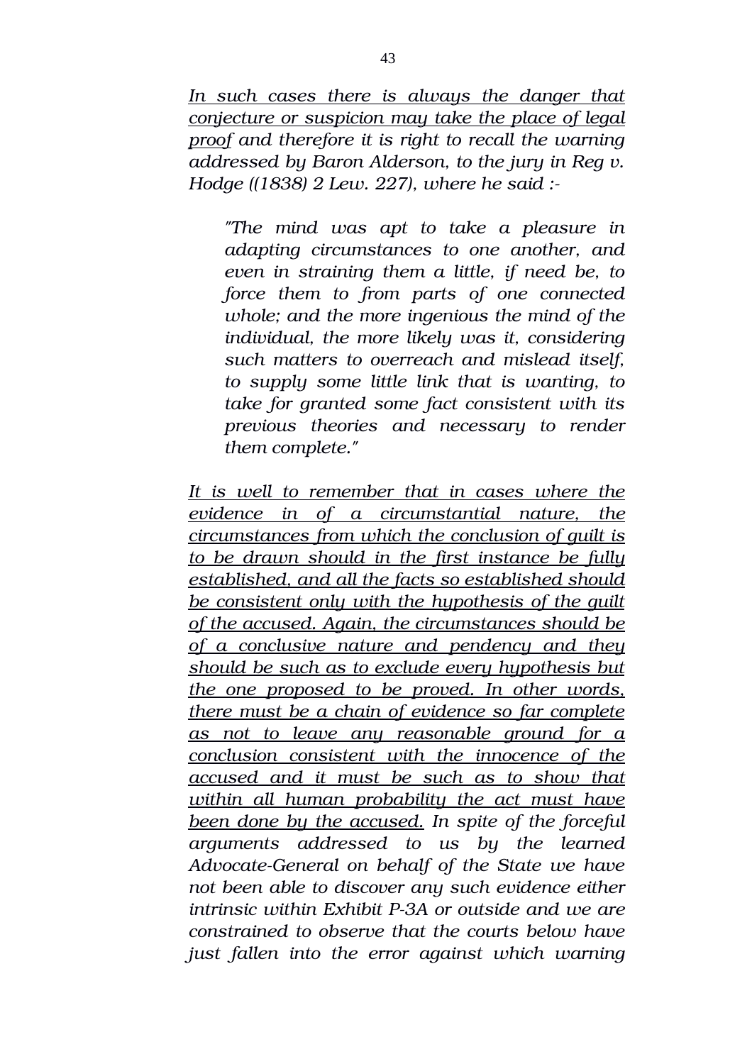*<u>In such cases there is always the danger that conjecture or suspicion may take the place of legal proof</u> and therefore it is right to recall the warning addressed by Baron Alderson, to the jury in Reg v. Hodge ((1838) 2 Lew. 227), where he said :-*

> *"The mind was apt to take a pleasure in adapting circumstances to one another, and even in straining them a little, if need be, to force them to from parts of one connected whole; and the more ingenious the mind of the individual, the more likely was it, considering such matters to overreach and mislead itself, to supply some little link that is wanting, to take for granted some fact consistent with its previous theories and necessary to render them complete."*

*<u>It is well to remember that in cases where the evidence in of a circumstantial nature, the circumstances from which the conclusion of guilt is to be drawn should in the first instance be fully established, and all the facts so established should be consistent only with the hypothesis of the guilt of the accused. Again, the circumstances should be of a conclusive nature and pendency and they should be such as to exclude every hypothesis but the one proposed to be proved. In other words, there must be a chain of evidence so far complete as not to leave any reasonable ground for a conclusion consistent with the innocence of the accused and it must be such as to show that within all human probability the act must have been done by the accused.</u> In spite of the forceful arguments addressed to us by the learned Advocate-General on behalf of the State we have not been able to discover any such evidence either intrinsic within Exhibit P-3A or outside and we are constrained to observe that the courts below have just fallen into the error against which warning*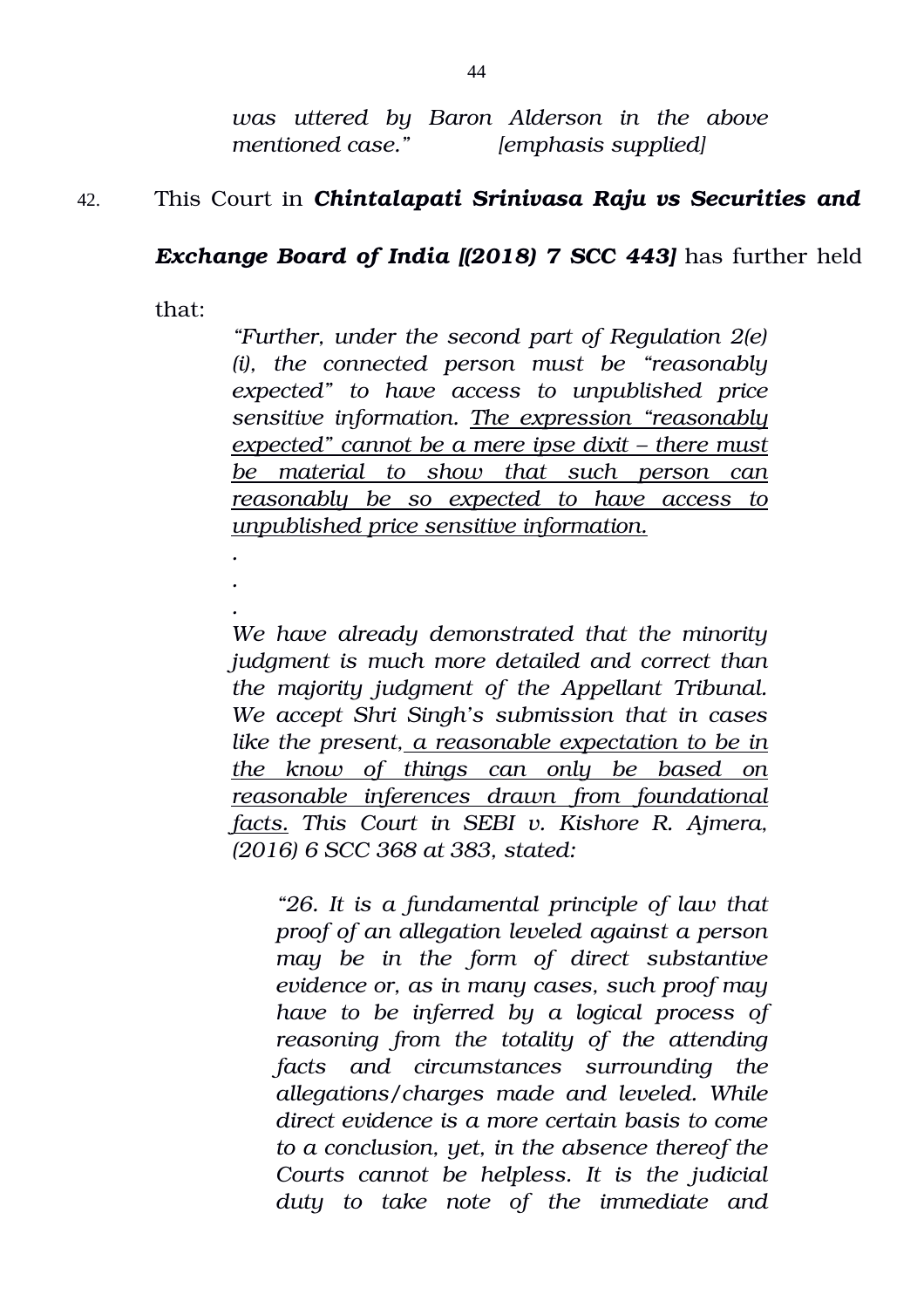*was uttered by Baron Alderson in the above mentioned case."* *[emphasis supplied]*

42. This Court in ***Chintalapati Srinivasa Raju vs Securities and Exchange Board of India [(2018) 7 SCC 443]*** has further held that:

> *"Further, under the second part of Regulation 2(e)(i), the connected person must be "reasonably expected" to have access to unpublished price sensitive information. <u>The expression "reasonably expected" cannot be a mere ipse dixit – there must be material to show that such person can reasonably be so expected to have access to unpublished price sensitive information.</u>*
>
> *.*
> *.*
> *.*
>
> *We have already demonstrated that the minority judgment is much more detailed and correct than the majority judgment of the Appellant Tribunal. We accept Shri Singh's submission that in cases like the present, <u>a reasonable expectation to be in the know of things can only be based on reasonable inferences drawn from foundational facts.</u> This Court in SEBI v. Kishore R. Ajmera, (2016) 6 SCC 368 at 383, stated:*
>
> > *"26. It is a fundamental principle of law that proof of an allegation leveled against a person may be in the form of direct substantive evidence or, as in many cases, such proof may have to be inferred by a logical process of reasoning from the totality of the attending facts and circumstances surrounding the allegations/charges made and leveled. While direct evidence is a more certain basis to come to a conclusion, yet, in the absence thereof the Courts cannot be helpless. It is the judicial duty to take note of the immediate and*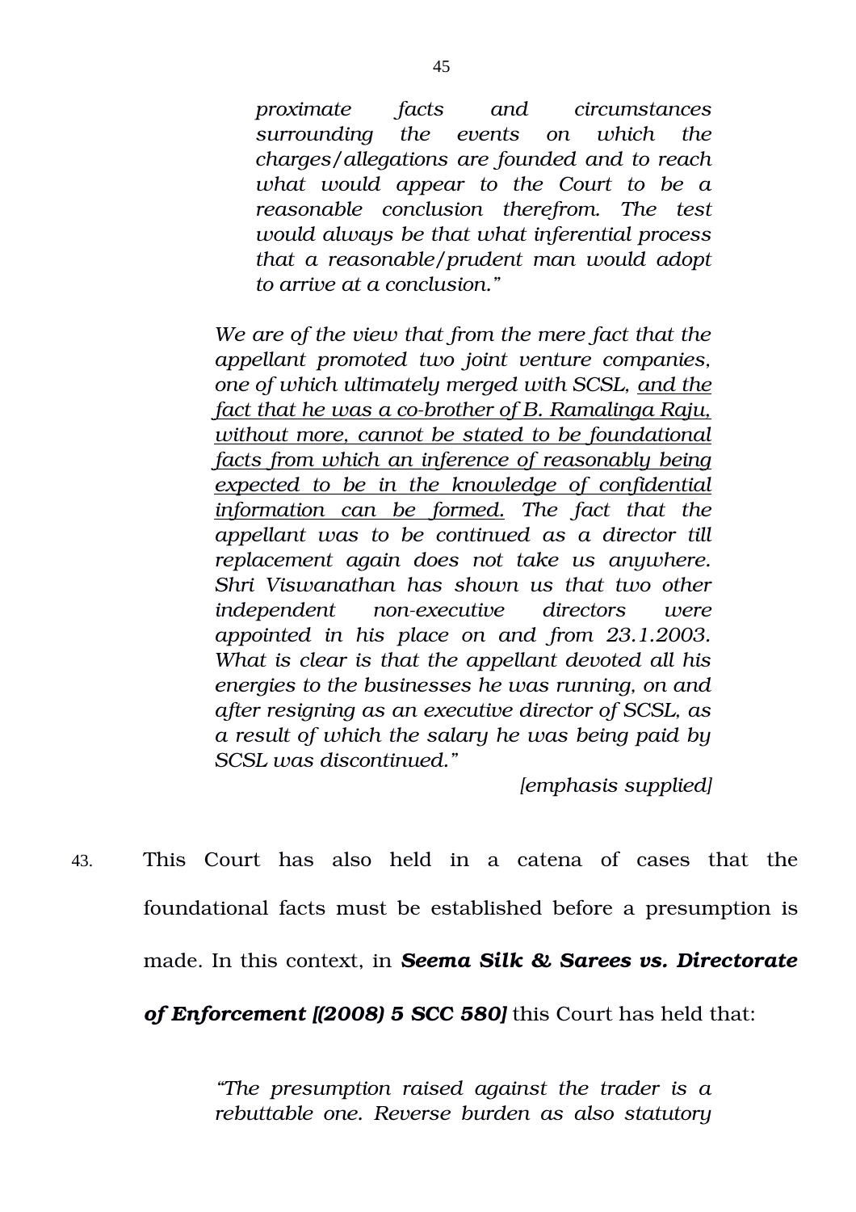> > *proximate facts and circumstances surrounding the events on which the charges/allegations are founded and to reach what would appear to the Court to be a reasonable conclusion therefrom. The test would always be that what inferential process that a reasonable/prudent man would adopt to arrive at a conclusion."*
>
> *We are of the view that from the mere fact that the appellant promoted two joint venture companies, one of which ultimately merged with SCSL, <u>and the fact that he was a co-brother of B. Ramalinga Raju, without more, cannot be stated to be foundational facts from which an inference of reasonably being expected to be in the knowledge of confidential information can be formed.</u> The fact that the appellant was to be continued as a director till replacement again does not take us anywhere. Shri Viswanathan has shown us that two other independent non-executive directors were appointed in his place on and from 23.1.2003. What is clear is that the appellant devoted all his energies to the businesses he was running, on and after resigning as an executive director of SCSL, as a result of which the salary he was being paid by SCSL was discontinued."*
>
> *[emphasis supplied]*

43. This Court has also held in a catena of cases that the foundational facts must be established before a presumption is made. In this context, in ***Seema Silk & Sarees vs. Directorate of Enforcement [(2008) 5 SCC 580]*** this Court has held that:

> *"The presumption raised against the trader is a rebuttable one. Reverse burden as also statutory*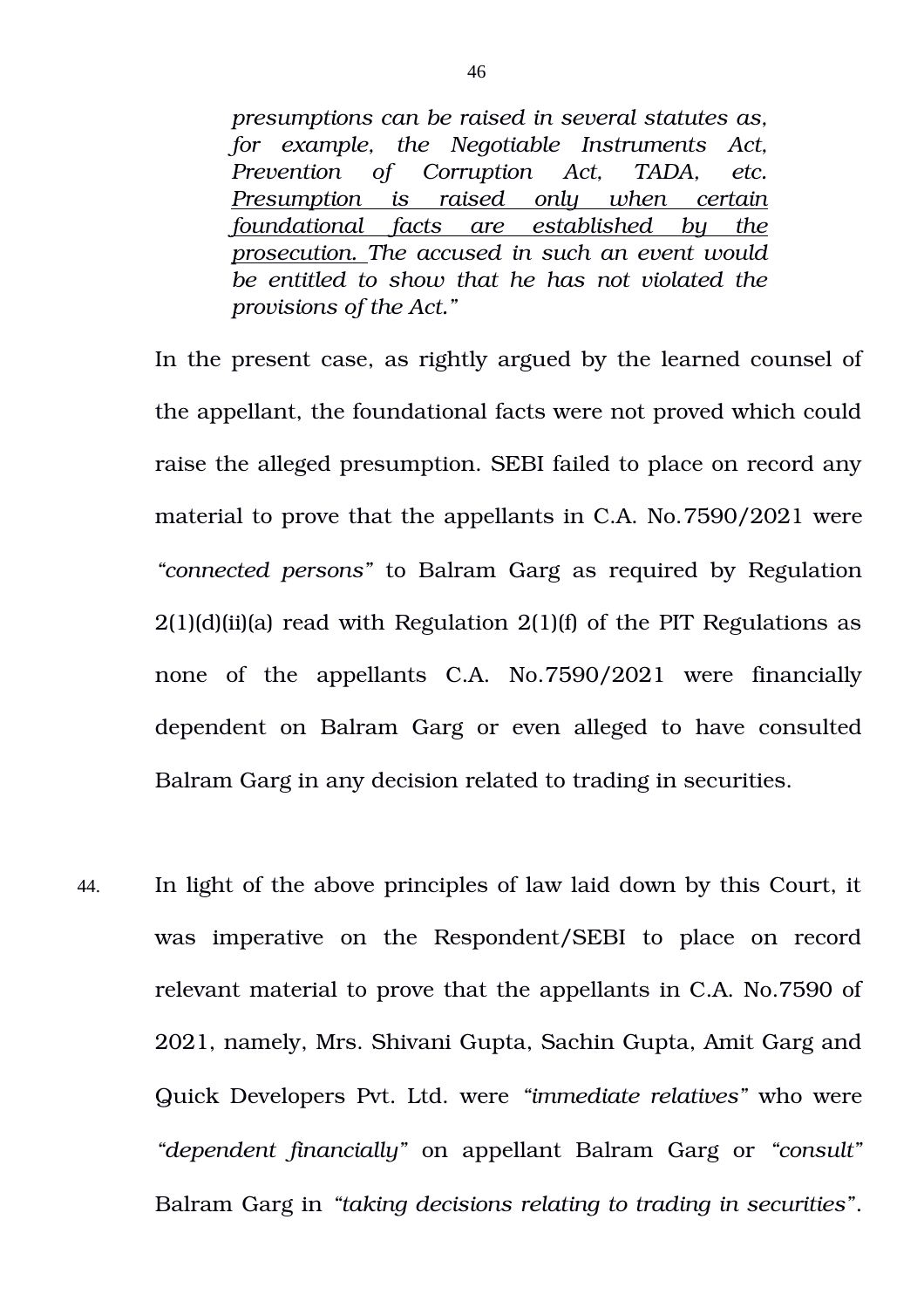> *presumptions can be raised in several statutes as, for example, the Negotiable Instruments Act, Prevention of Corruption Act, TADA, etc. <u>Presumption is raised only when certain foundational facts are established by the prosecution.</u> The accused in such an event would be entitled to show that he has not violated the provisions of the Act."*

In the present case, as rightly argued by the learned counsel of the appellant, the foundational facts were not proved which could raise the alleged presumption. SEBI failed to place on record any material to prove that the appellants in C.A. No.7590/2021 were *"connected persons"* to Balram Garg as required by Regulation 2(1)(d)(ii)(a) read with Regulation 2(1)(f) of the PIT Regulations as none of the appellants C.A. No.7590/2021 were financially dependent on Balram Garg or even alleged to have consulted Balram Garg in any decision related to trading in securities.

44. In light of the above principles of law laid down by this Court, it was imperative on the Respondent/SEBI to place on record relevant material to prove that the appellants in C.A. No.7590 of 2021, namely, Mrs. Shivani Gupta, Sachin Gupta, Amit Garg and Quick Developers Pvt. Ltd. were *"immediate relatives"* who were *"dependent financially"* on appellant Balram Garg or *"consult"* Balram Garg in *"taking decisions relating to trading in securities"*.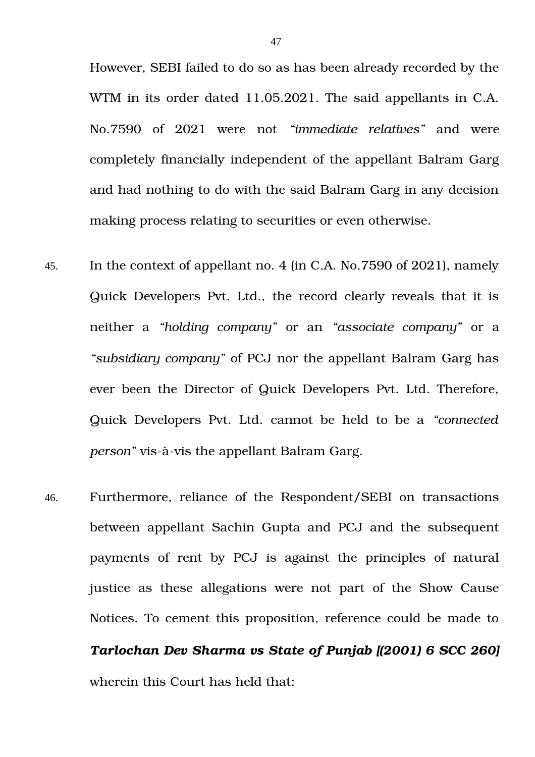However, SEBI failed to do so as has been already recorded by the WTM in its order dated 11.05.2021. The said appellants in C.A. No.7590 of 2021 were not *"immediate relatives"* and were completely financially independent of the appellant Balram Garg and had nothing to do with the said Balram Garg in any decision making process relating to securities or even otherwise.

45. In the context of appellant no. 4 (in C.A. No.7590 of 2021), namely Quick Developers Pvt. Ltd., the record clearly reveals that it is neither a *"holding company"* or an *"associate company"* or a *"subsidiary company"* of PCJ nor the appellant Balram Garg has ever been the Director of Quick Developers Pvt. Ltd. Therefore, Quick Developers Pvt. Ltd. cannot be held to be a *"connected person"* vis-à-vis the appellant Balram Garg.

46. Furthermore, reliance of the Respondent/SEBI on transactions between appellant Sachin Gupta and PCJ and the subsequent payments of rent by PCJ is against the principles of natural justice as these allegations were not part of the Show Cause Notices. To cement this proposition, reference could be made to ***Tarlochan Dev Sharma vs State of Punjab [(2001) 6 SCC 260]*** wherein this Court has held that: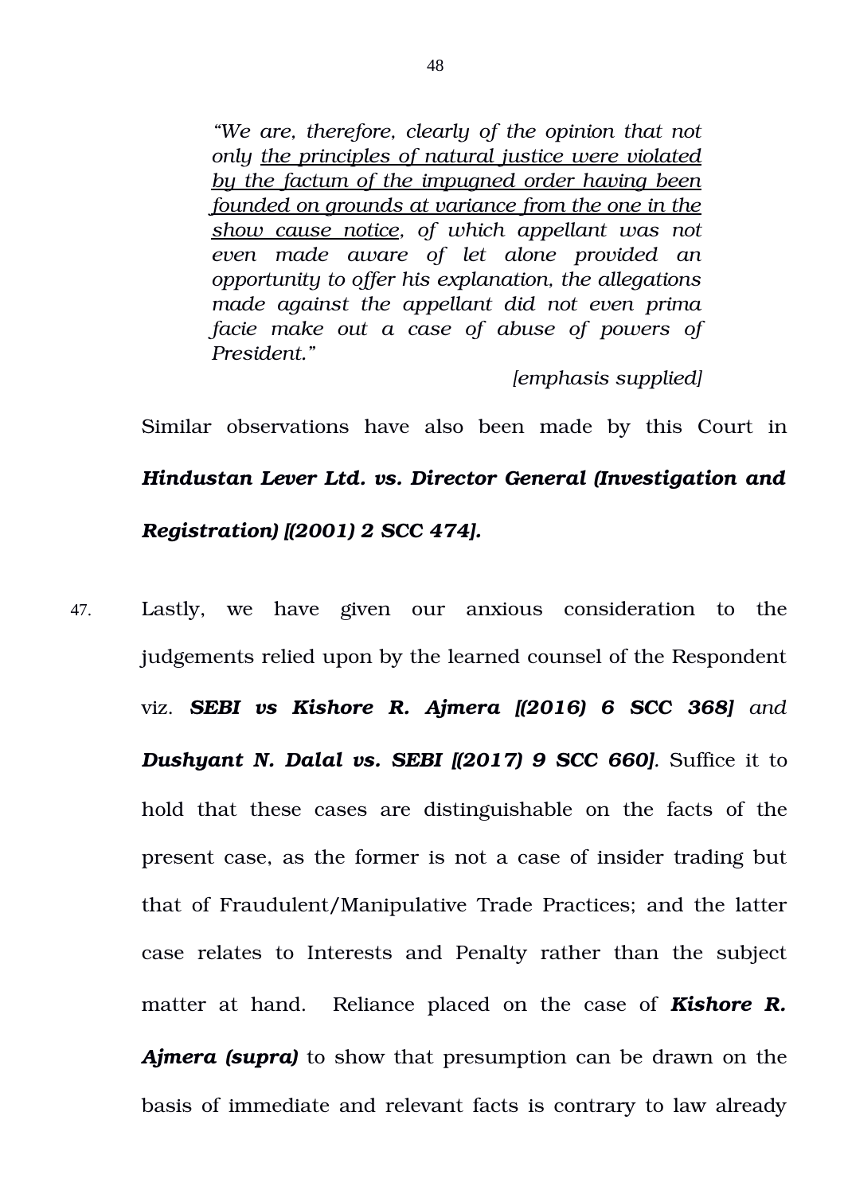> *"We are, therefore, clearly of the opinion that not only <u>the principles of natural justice were violated by the factum of the impugned order having been founded on grounds at variance from the one in the show cause notice</u>, of which appellant was not even made aware of let alone provided an opportunity to offer his explanation, the allegations made against the appellant did not even prima facie make out a case of abuse of powers of President."*
>
> *[emphasis supplied]*

Similar observations have also been made by this Court in ***Hindustan Lever Ltd. vs. Director General (Investigation and Registration) [(2001) 2 SCC 474].***

47. Lastly, we have given our anxious consideration to the judgements relied upon by the learned counsel of the Respondent viz. ***SEBI vs Kishore R. Ajmera [(2016) 6 SCC 368]*** *and* ***Dushyant N. Dalal vs. SEBI [(2017) 9 SCC 660]***. Suffice it to hold that these cases are distinguishable on the facts of the present case, as the former is not a case of insider trading but that of Fraudulent/Manipulative Trade Practices; and the latter case relates to Interests and Penalty rather than the subject matter at hand. Reliance placed on the case of ***Kishore R. Ajmera (supra)*** to show that presumption can be drawn on the basis of immediate and relevant facts is contrary to law already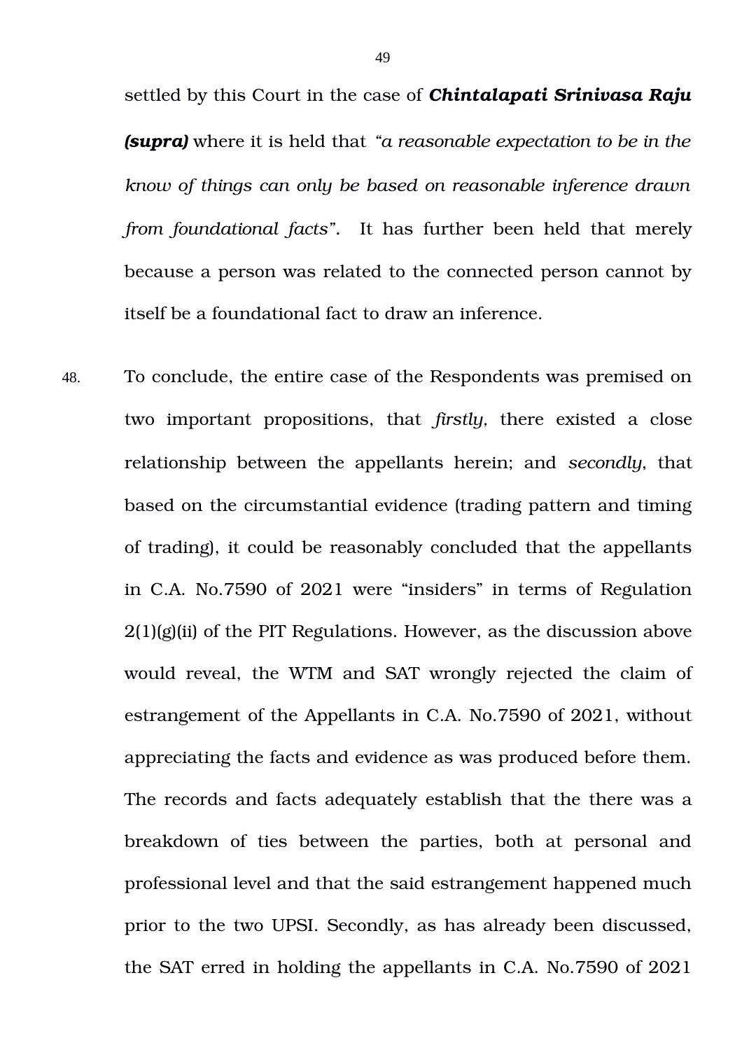settled by this Court in the case of ***Chintalapati Srinivasa Raju (supra)*** where it is held that *"a reasonable expectation to be in the know of things can only be based on reasonable inference drawn from foundational facts".* It has further been held that merely because a person was related to the connected person cannot by itself be a foundational fact to draw an inference.

48. To conclude, the entire case of the Respondents was premised on two important propositions, that *firstly*, there existed a close relationship between the appellants herein; and *secondly*, that based on the circumstantial evidence (trading pattern and timing of trading), it could be reasonably concluded that the appellants in C.A. No.7590 of 2021 were "insiders" in terms of Regulation 2(1)(g)(ii) of the PIT Regulations. However, as the discussion above would reveal, the WTM and SAT wrongly rejected the claim of estrangement of the Appellants in C.A. No.7590 of 2021, without appreciating the facts and evidence as was produced before them. The records and facts adequately establish that the there was a breakdown of ties between the parties, both at personal and professional level and that the said estrangement happened much prior to the two UPSI. Secondly, as has already been discussed, the SAT erred in holding the appellants in C.A. No.7590 of 2021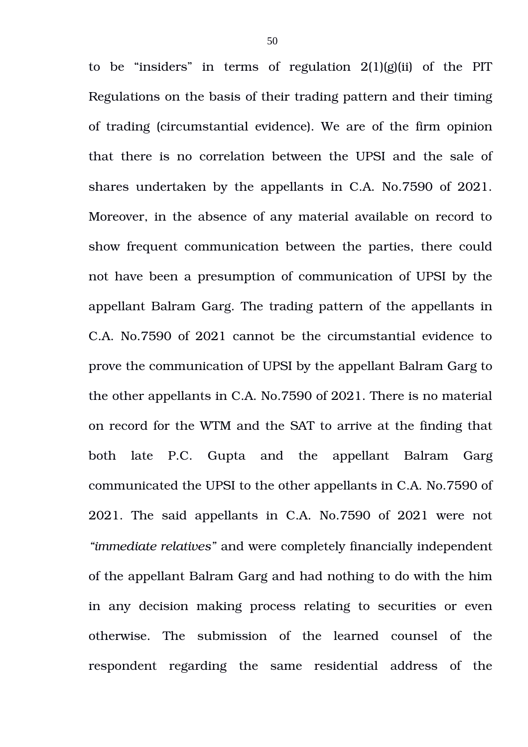to be "insiders" in terms of regulation 2(1)(g)(ii) of the PIT Regulations on the basis of their trading pattern and their timing of trading (circumstantial evidence). We are of the firm opinion that there is no correlation between the UPSI and the sale of shares undertaken by the appellants in C.A. No.7590 of 2021. Moreover, in the absence of any material available on record to show frequent communication between the parties, there could not have been a presumption of communication of UPSI by the appellant Balram Garg. The trading pattern of the appellants in C.A. No.7590 of 2021 cannot be the circumstantial evidence to prove the communication of UPSI by the appellant Balram Garg to the other appellants in C.A. No.7590 of 2021. There is no material on record for the WTM and the SAT to arrive at the finding that both late P.C. Gupta and the appellant Balram Garg communicated the UPSI to the other appellants in C.A. No.7590 of 2021. The said appellants in C.A. No.7590 of 2021 were not *"immediate relatives"* and were completely financially independent of the appellant Balram Garg and had nothing to do with the him in any decision making process relating to securities or even otherwise. The submission of the learned counsel of the respondent regarding the same residential address of the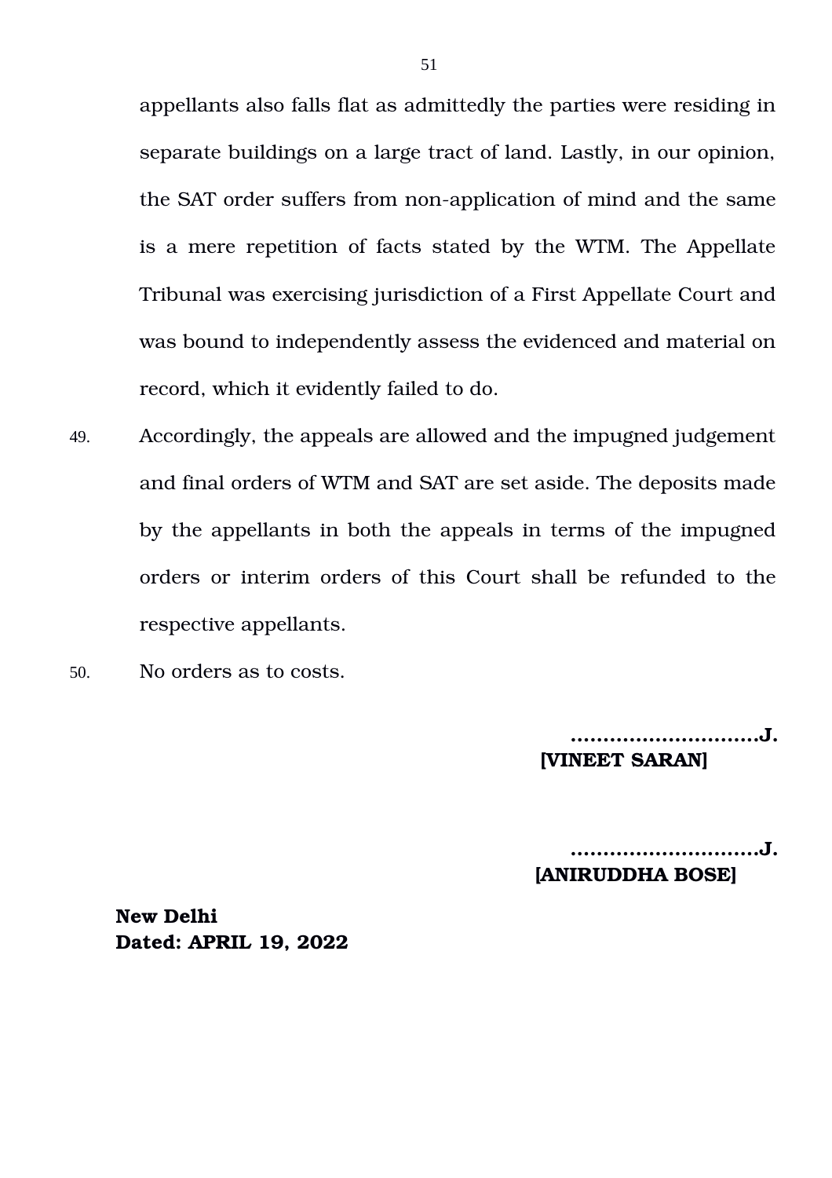appellants also falls flat as admittedly the parties were residing in separate buildings on a large tract of land. Lastly, in our opinion, the SAT order suffers from non-application of mind and the same is a mere repetition of facts stated by the WTM. The Appellate Tribunal was exercising jurisdiction of a First Appellate Court and was bound to independently assess the evidenced and material on record, which it evidently failed to do.

49. Accordingly, the appeals are allowed and the impugned judgement and final orders of WTM and SAT are set aside. The deposits made by the appellants in both the appeals in terms of the impugned orders or interim orders of this Court shall be refunded to the respective appellants.

50. No orders as to costs.

**..........................J.**
**[VINEET SARAN]**

**..........................J.**
**[ANIRUDDHA BOSE]**

**New Delhi**
**Dated: APRIL 19, 2022**